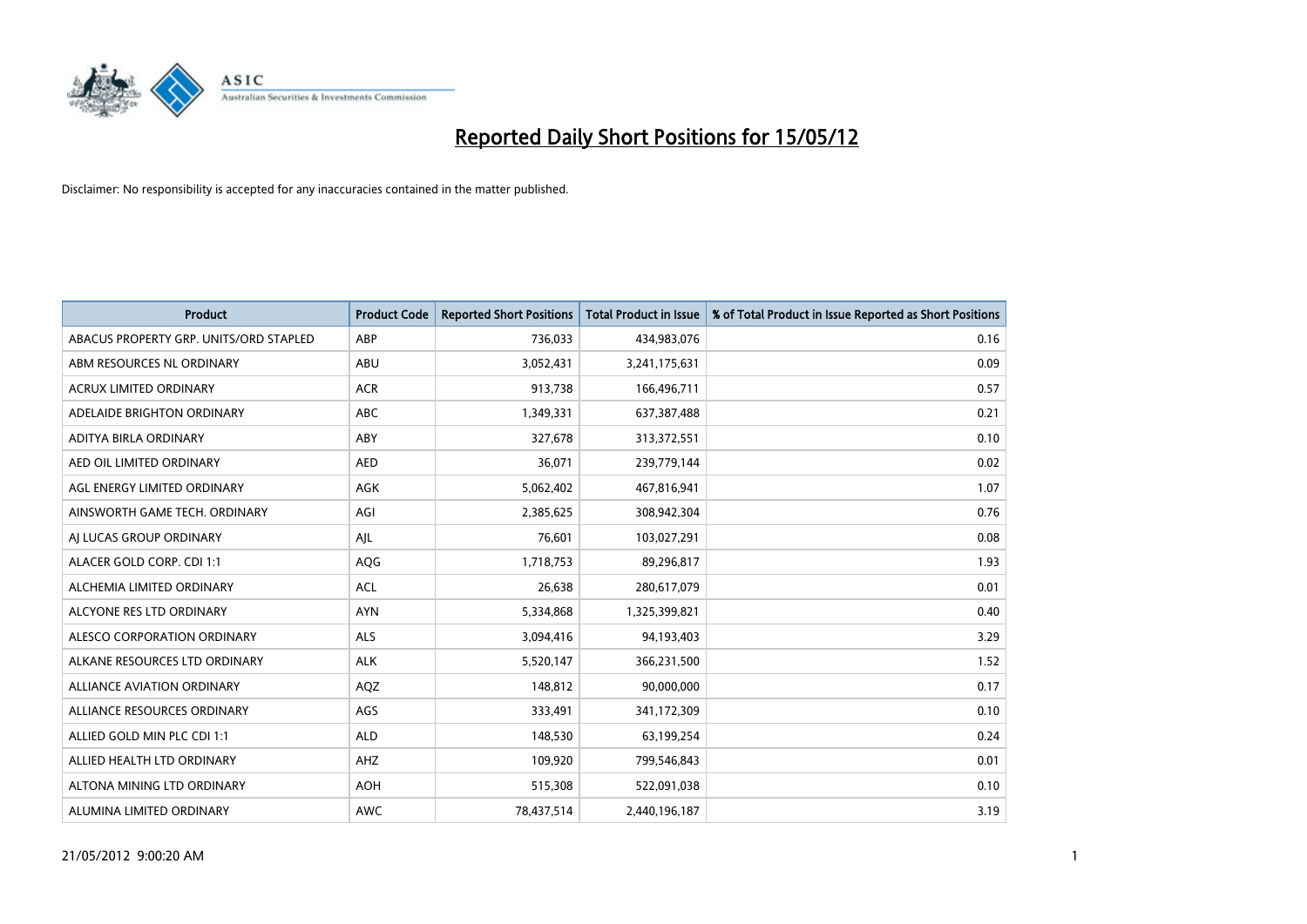# Reported Daily Short Positions for 15/05/12

Disclaimer: No responsibility is accepted for any inaccuracies contained in the matter published.

| Product | Product Code | Reported Short Positions | Total Product in Issue | % of Total Product in Issue Reported as Short Positions |
|---|---|---|---|---|
| ABACUS PROPERTY GRP. UNITS/ORD STAPLED | ABP | 736,033 | 434,983,076 | 0.16 |
| ABM RESOURCES NL ORDINARY | ABU | 3,052,431 | 3,241,175,631 | 0.09 |
| ACRUX LIMITED ORDINARY | ACR | 913,738 | 166,496,711 | 0.57 |
| ADELAIDE BRIGHTON ORDINARY | ABC | 1,349,331 | 637,387,488 | 0.21 |
| ADITYA BIRLA ORDINARY | ABY | 327,678 | 313,372,551 | 0.10 |
| AED OIL LIMITED ORDINARY | AED | 36,071 | 239,779,144 | 0.02 |
| AGL ENERGY LIMITED ORDINARY | AGK | 5,062,402 | 467,816,941 | 1.07 |
| AINSWORTH GAME TECH. ORDINARY | AGI | 2,385,625 | 308,942,304 | 0.76 |
| AJ LUCAS GROUP ORDINARY | AJL | 76,601 | 103,027,291 | 0.08 |
| ALACER GOLD CORP. CDI 1:1 | AQG | 1,718,753 | 89,296,817 | 1.93 |
| ALCHEMIA LIMITED ORDINARY | ACL | 26,638 | 280,617,079 | 0.01 |
| ALCYONE RES LTD ORDINARY | AYN | 5,334,868 | 1,325,399,821 | 0.40 |
| ALESCO CORPORATION ORDINARY | ALS | 3,094,416 | 94,193,403 | 3.29 |
| ALKANE RESOURCES LTD ORDINARY | ALK | 5,520,147 | 366,231,500 | 1.52 |
| ALLIANCE AVIATION ORDINARY | AQZ | 148,812 | 90,000,000 | 0.17 |
| ALLIANCE RESOURCES ORDINARY | AGS | 333,491 | 341,172,309 | 0.10 |
| ALLIED GOLD MIN PLC CDI 1:1 | ALD | 148,530 | 63,199,254 | 0.24 |
| ALLIED HEALTH LTD ORDINARY | AHZ | 109,920 | 799,546,843 | 0.01 |
| ALTONA MINING LTD ORDINARY | AOH | 515,308 | 522,091,038 | 0.10 |
| ALUMINA LIMITED ORDINARY | AWC | 78,437,514 | 2,440,196,187 | 3.19 |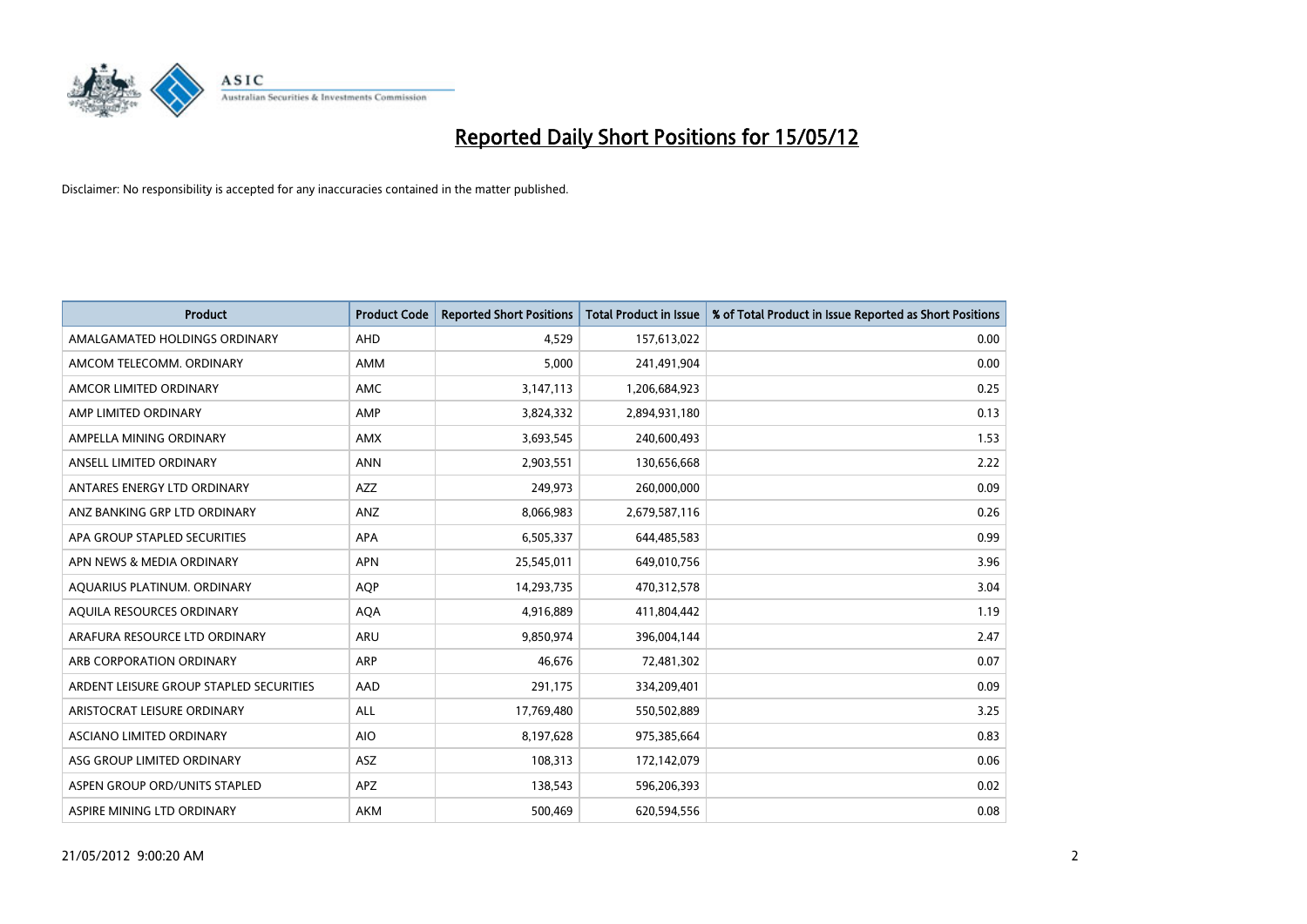# Reported Daily Short Positions for 15/05/12

Disclaimer: No responsibility is accepted for any inaccuracies contained in the matter published.

| Product | Product Code | Reported Short Positions | Total Product in Issue | % of Total Product in Issue Reported as Short Positions |
|---|---|---|---|---|
| AMALGAMATED HOLDINGS ORDINARY | AHD | 4,529 | 157,613,022 | 0.00 |
| AMCOM TELECOMM. ORDINARY | AMM | 5,000 | 241,491,904 | 0.00 |
| AMCOR LIMITED ORDINARY | AMC | 3,147,113 | 1,206,684,923 | 0.25 |
| AMP LIMITED ORDINARY | AMP | 3,824,332 | 2,894,931,180 | 0.13 |
| AMPELLA MINING ORDINARY | AMX | 3,693,545 | 240,600,493 | 1.53 |
| ANSELL LIMITED ORDINARY | ANN | 2,903,551 | 130,656,668 | 2.22 |
| ANTARES ENERGY LTD ORDINARY | AZZ | 249,973 | 260,000,000 | 0.09 |
| ANZ BANKING GRP LTD ORDINARY | ANZ | 8,066,983 | 2,679,587,116 | 0.26 |
| APA GROUP STAPLED SECURITIES | APA | 6,505,337 | 644,485,583 | 0.99 |
| APN NEWS & MEDIA ORDINARY | APN | 25,545,011 | 649,010,756 | 3.96 |
| AQUARIUS PLATINUM. ORDINARY | AQP | 14,293,735 | 470,312,578 | 3.04 |
| AQUILA RESOURCES ORDINARY | AQA | 4,916,889 | 411,804,442 | 1.19 |
| ARAFURA RESOURCE LTD ORDINARY | ARU | 9,850,974 | 396,004,144 | 2.47 |
| ARB CORPORATION ORDINARY | ARP | 46,676 | 72,481,302 | 0.07 |
| ARDENT LEISURE GROUP STAPLED SECURITIES | AAD | 291,175 | 334,209,401 | 0.09 |
| ARISTOCRAT LEISURE ORDINARY | ALL | 17,769,480 | 550,502,889 | 3.25 |
| ASCIANO LIMITED ORDINARY | AIO | 8,197,628 | 975,385,664 | 0.83 |
| ASG GROUP LIMITED ORDINARY | ASZ | 108,313 | 172,142,079 | 0.06 |
| ASPEN GROUP ORD/UNITS STAPLED | APZ | 138,543 | 596,206,393 | 0.02 |
| ASPIRE MINING LTD ORDINARY | AKM | 500,469 | 620,594,556 | 0.08 |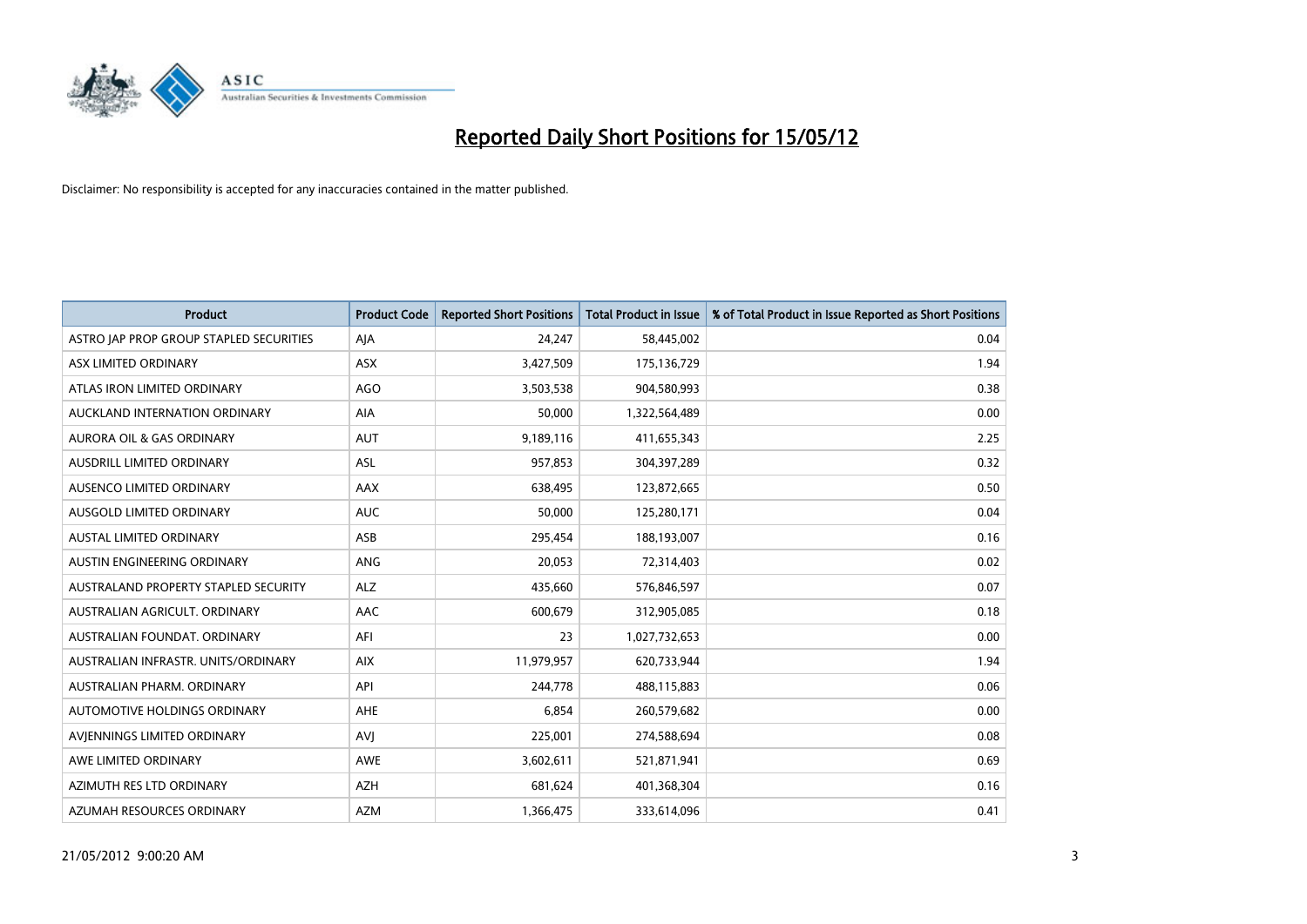# Reported Daily Short Positions for 15/05/12

Disclaimer: No responsibility is accepted for any inaccuracies contained in the matter published.

| Product | Product Code | Reported Short Positions | Total Product in Issue | % of Total Product in Issue Reported as Short Positions |
|---|---|---|---|---|
| ASTRO JAP PROP GROUP STAPLED SECURITIES | AJA | 24,247 | 58,445,002 | 0.04 |
| ASX LIMITED ORDINARY | ASX | 3,427,509 | 175,136,729 | 1.94 |
| ATLAS IRON LIMITED ORDINARY | AGO | 3,503,538 | 904,580,993 | 0.38 |
| AUCKLAND INTERNATION ORDINARY | AIA | 50,000 | 1,322,564,489 | 0.00 |
| AURORA OIL & GAS ORDINARY | AUT | 9,189,116 | 411,655,343 | 2.25 |
| AUSDRILL LIMITED ORDINARY | ASL | 957,853 | 304,397,289 | 0.32 |
| AUSENCO LIMITED ORDINARY | AAX | 638,495 | 123,872,665 | 0.50 |
| AUSGOLD LIMITED ORDINARY | AUC | 50,000 | 125,280,171 | 0.04 |
| AUSTAL LIMITED ORDINARY | ASB | 295,454 | 188,193,007 | 0.16 |
| AUSTIN ENGINEERING ORDINARY | ANG | 20,053 | 72,314,403 | 0.02 |
| AUSTRALAND PROPERTY STAPLED SECURITY | ALZ | 435,660 | 576,846,597 | 0.07 |
| AUSTRALIAN AGRICULT. ORDINARY | AAC | 600,679 | 312,905,085 | 0.18 |
| AUSTRALIAN FOUNDAT. ORDINARY | AFI | 23 | 1,027,732,653 | 0.00 |
| AUSTRALIAN INFRASTR. UNITS/ORDINARY | AIX | 11,979,957 | 620,733,944 | 1.94 |
| AUSTRALIAN PHARM. ORDINARY | API | 244,778 | 488,115,883 | 0.06 |
| AUTOMOTIVE HOLDINGS ORDINARY | AHE | 6,854 | 260,579,682 | 0.00 |
| AVJENNINGS LIMITED ORDINARY | AVJ | 225,001 | 274,588,694 | 0.08 |
| AWE LIMITED ORDINARY | AWE | 3,602,611 | 521,871,941 | 0.69 |
| AZIMUTH RES LTD ORDINARY | AZH | 681,624 | 401,368,304 | 0.16 |
| AZUMAH RESOURCES ORDINARY | AZM | 1,366,475 | 333,614,096 | 0.41 |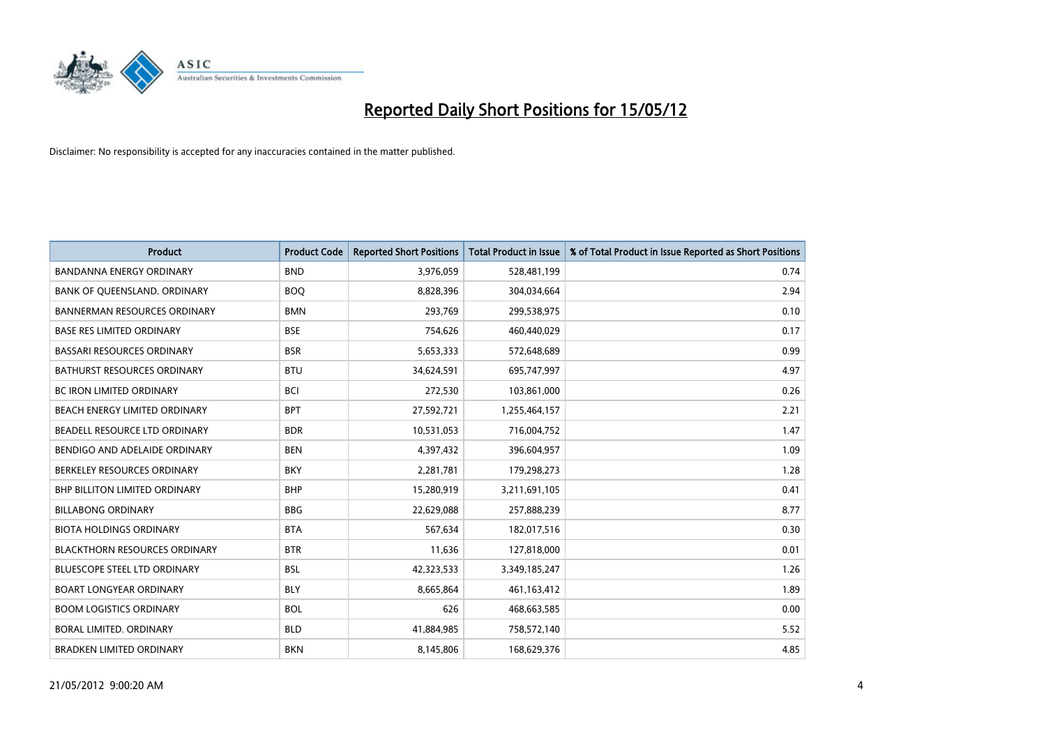# Reported Daily Short Positions for 15/05/12

Disclaimer: No responsibility is accepted for any inaccuracies contained in the matter published.

| Product | Product Code | Reported Short Positions | Total Product in Issue | % of Total Product in Issue Reported as Short Positions |
|---|---|---|---|---|
| BANDANNA ENERGY ORDINARY | BND | 3,976,059 | 528,481,199 | 0.74 |
| BANK OF QUEENSLAND. ORDINARY | BOQ | 8,828,396 | 304,034,664 | 2.94 |
| BANNERMAN RESOURCES ORDINARY | BMN | 293,769 | 299,538,975 | 0.10 |
| BASE RES LIMITED ORDINARY | BSE | 754,626 | 460,440,029 | 0.17 |
| BASSARI RESOURCES ORDINARY | BSR | 5,653,333 | 572,648,689 | 0.99 |
| BATHURST RESOURCES ORDINARY | BTU | 34,624,591 | 695,747,997 | 4.97 |
| BC IRON LIMITED ORDINARY | BCI | 272,530 | 103,861,000 | 0.26 |
| BEACH ENERGY LIMITED ORDINARY | BPT | 27,592,721 | 1,255,464,157 | 2.21 |
| BEADELL RESOURCE LTD ORDINARY | BDR | 10,531,053 | 716,004,752 | 1.47 |
| BENDIGO AND ADELAIDE ORDINARY | BEN | 4,397,432 | 396,604,957 | 1.09 |
| BERKELEY RESOURCES ORDINARY | BKY | 2,281,781 | 179,298,273 | 1.28 |
| BHP BILLITON LIMITED ORDINARY | BHP | 15,280,919 | 3,211,691,105 | 0.41 |
| BILLABONG ORDINARY | BBG | 22,629,088 | 257,888,239 | 8.77 |
| BIOTA HOLDINGS ORDINARY | BTA | 567,634 | 182,017,516 | 0.30 |
| BLACKTHORN RESOURCES ORDINARY | BTR | 11,636 | 127,818,000 | 0.01 |
| BLUESCOPE STEEL LTD ORDINARY | BSL | 42,323,533 | 3,349,185,247 | 1.26 |
| BOART LONGYEAR ORDINARY | BLY | 8,665,864 | 461,163,412 | 1.89 |
| BOOM LOGISTICS ORDINARY | BOL | 626 | 468,663,585 | 0.00 |
| BORAL LIMITED. ORDINARY | BLD | 41,884,985 | 758,572,140 | 5.52 |
| BRADKEN LIMITED ORDINARY | BKN | 8,145,806 | 168,629,376 | 4.85 |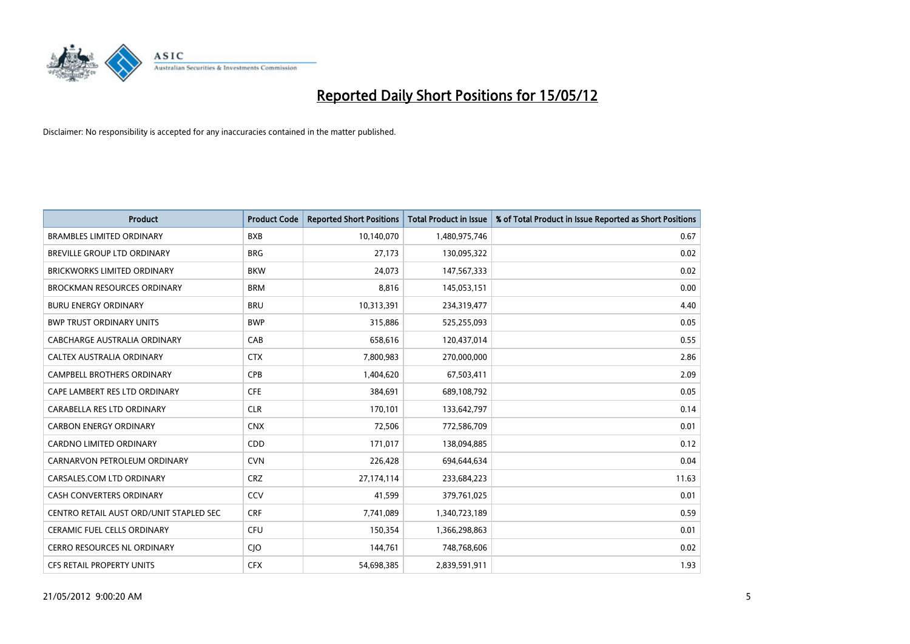# Reported Daily Short Positions for 15/05/12

Disclaimer: No responsibility is accepted for any inaccuracies contained in the matter published.

| Product | Product Code | Reported Short Positions | Total Product in Issue | % of Total Product in Issue Reported as Short Positions |
|---|---|---|---|---|
| BRAMBLES LIMITED ORDINARY | BXB | 10,140,070 | 1,480,975,746 | 0.67 |
| BREVILLE GROUP LTD ORDINARY | BRG | 27,173 | 130,095,322 | 0.02 |
| BRICKWORKS LIMITED ORDINARY | BKW | 24,073 | 147,567,333 | 0.02 |
| BROCKMAN RESOURCES ORDINARY | BRM | 8,816 | 145,053,151 | 0.00 |
| BURU ENERGY ORDINARY | BRU | 10,313,391 | 234,319,477 | 4.40 |
| BWP TRUST ORDINARY UNITS | BWP | 315,886 | 525,255,093 | 0.05 |
| CABCHARGE AUSTRALIA ORDINARY | CAB | 658,616 | 120,437,014 | 0.55 |
| CALTEX AUSTRALIA ORDINARY | CTX | 7,800,983 | 270,000,000 | 2.86 |
| CAMPBELL BROTHERS ORDINARY | CPB | 1,404,620 | 67,503,411 | 2.09 |
| CAPE LAMBERT RES LTD ORDINARY | CFE | 384,691 | 689,108,792 | 0.05 |
| CARABELLA RES LTD ORDINARY | CLR | 170,101 | 133,642,797 | 0.14 |
| CARBON ENERGY ORDINARY | CNX | 72,506 | 772,586,709 | 0.01 |
| CARDNO LIMITED ORDINARY | CDD | 171,017 | 138,094,885 | 0.12 |
| CARNARVON PETROLEUM ORDINARY | CVN | 226,428 | 694,644,634 | 0.04 |
| CARSALES.COM LTD ORDINARY | CRZ | 27,174,114 | 233,684,223 | 11.63 |
| CASH CONVERTERS ORDINARY | CCV | 41,599 | 379,761,025 | 0.01 |
| CENTRO RETAIL AUST ORD/UNIT STAPLED SEC | CRF | 7,741,089 | 1,340,723,189 | 0.59 |
| CERAMIC FUEL CELLS ORDINARY | CFU | 150,354 | 1,366,298,863 | 0.01 |
| CERRO RESOURCES NL ORDINARY | CJO | 144,761 | 748,768,606 | 0.02 |
| CFS RETAIL PROPERTY UNITS | CFX | 54,698,385 | 2,839,591,911 | 1.93 |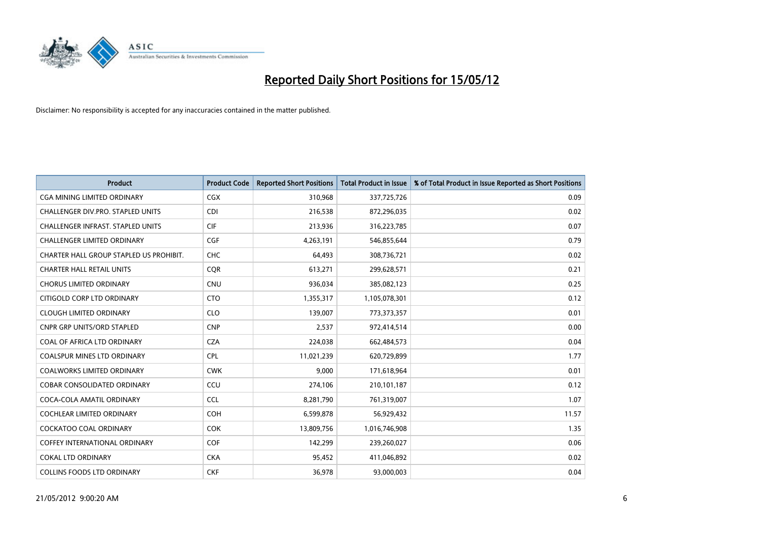# Reported Daily Short Positions for 15/05/12

Disclaimer: No responsibility is accepted for any inaccuracies contained in the matter published.

| Product | Product Code | Reported Short Positions | Total Product in Issue | % of Total Product in Issue Reported as Short Positions |
|---|---|---|---|---|
| CGA MINING LIMITED ORDINARY | CGX | 310,968 | 337,725,726 | 0.09 |
| CHALLENGER DIV.PRO. STAPLED UNITS | CDI | 216,538 | 872,296,035 | 0.02 |
| CHALLENGER INFRAST. STAPLED UNITS | CIF | 213,936 | 316,223,785 | 0.07 |
| CHALLENGER LIMITED ORDINARY | CGF | 4,263,191 | 546,855,644 | 0.79 |
| CHARTER HALL GROUP STAPLED US PROHIBIT. | CHC | 64,493 | 308,736,721 | 0.02 |
| CHARTER HALL RETAIL UNITS | CQR | 613,271 | 299,628,571 | 0.21 |
| CHORUS LIMITED ORDINARY | CNU | 936,034 | 385,082,123 | 0.25 |
| CITIGOLD CORP LTD ORDINARY | CTO | 1,355,317 | 1,105,078,301 | 0.12 |
| CLOUGH LIMITED ORDINARY | CLO | 139,007 | 773,373,357 | 0.01 |
| CNPR GRP UNITS/ORD STAPLED | CNP | 2,537 | 972,414,514 | 0.00 |
| COAL OF AFRICA LTD ORDINARY | CZA | 224,038 | 662,484,573 | 0.04 |
| COALSPUR MINES LTD ORDINARY | CPL | 11,021,239 | 620,729,899 | 1.77 |
| COALWORKS LIMITED ORDINARY | CWK | 9,000 | 171,618,964 | 0.01 |
| COBAR CONSOLIDATED ORDINARY | CCU | 274,106 | 210,101,187 | 0.12 |
| COCA-COLA AMATIL ORDINARY | CCL | 8,281,790 | 761,319,007 | 1.07 |
| COCHLEAR LIMITED ORDINARY | COH | 6,599,878 | 56,929,432 | 11.57 |
| COCKATOO COAL ORDINARY | COK | 13,809,756 | 1,016,746,908 | 1.35 |
| COFFEY INTERNATIONAL ORDINARY | COF | 142,299 | 239,260,027 | 0.06 |
| COKAL LTD ORDINARY | CKA | 95,452 | 411,046,892 | 0.02 |
| COLLINS FOODS LTD ORDINARY | CKF | 36,978 | 93,000,003 | 0.04 |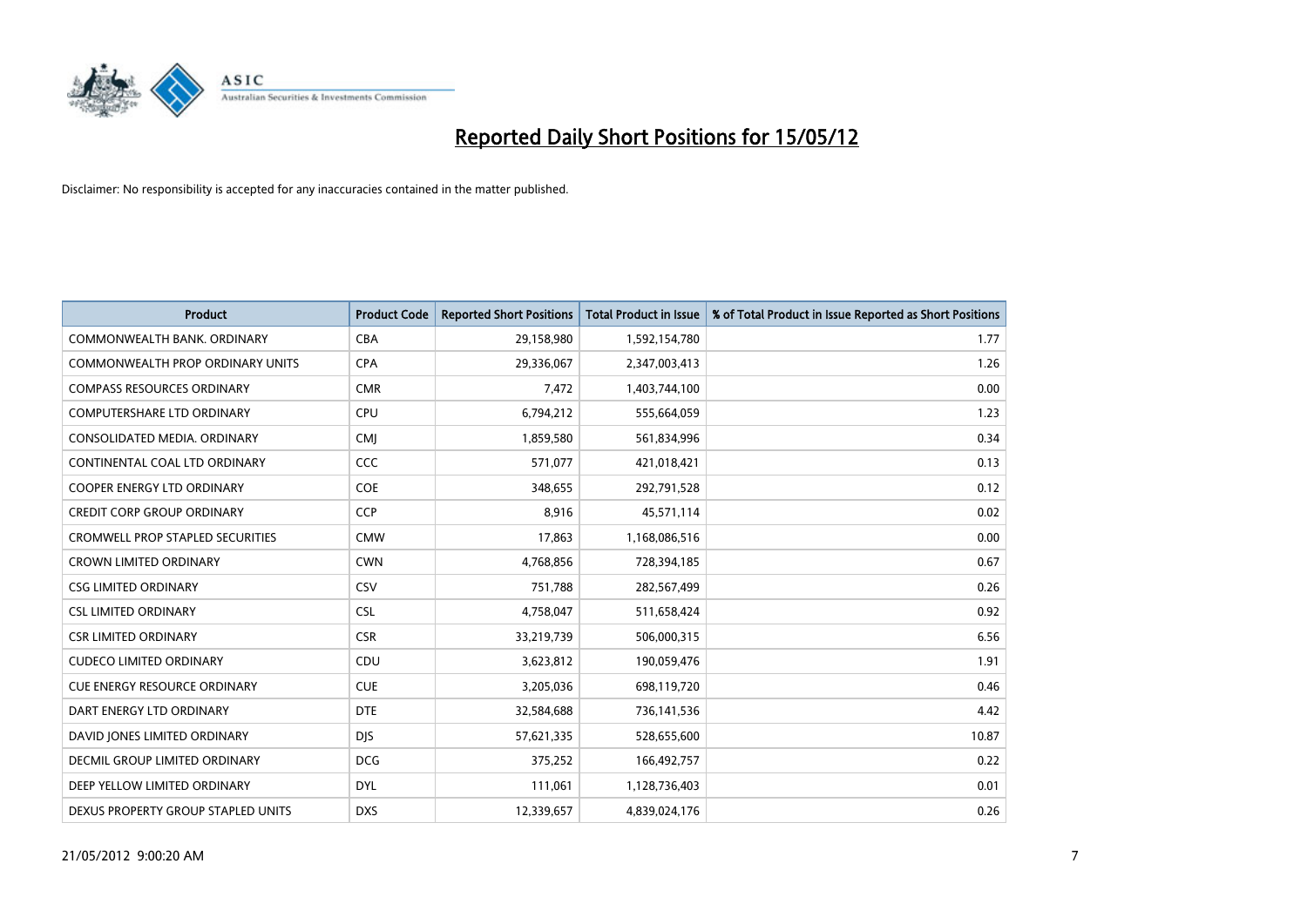# Reported Daily Short Positions for 15/05/12

Disclaimer: No responsibility is accepted for any inaccuracies contained in the matter published.

| Product | Product Code | Reported Short Positions | Total Product in Issue | % of Total Product in Issue Reported as Short Positions |
|---|---|---|---|---|
| COMMONWEALTH BANK. ORDINARY | CBA | 29,158,980 | 1,592,154,780 | 1.77 |
| COMMONWEALTH PROP ORDINARY UNITS | CPA | 29,336,067 | 2,347,003,413 | 1.26 |
| COMPASS RESOURCES ORDINARY | CMR | 7,472 | 1,403,744,100 | 0.00 |
| COMPUTERSHARE LTD ORDINARY | CPU | 6,794,212 | 555,664,059 | 1.23 |
| CONSOLIDATED MEDIA. ORDINARY | CMJ | 1,859,580 | 561,834,996 | 0.34 |
| CONTINENTAL COAL LTD ORDINARY | CCC | 571,077 | 421,018,421 | 0.13 |
| COOPER ENERGY LTD ORDINARY | COE | 348,655 | 292,791,528 | 0.12 |
| CREDIT CORP GROUP ORDINARY | CCP | 8,916 | 45,571,114 | 0.02 |
| CROMWELL PROP STAPLED SECURITIES | CMW | 17,863 | 1,168,086,516 | 0.00 |
| CROWN LIMITED ORDINARY | CWN | 4,768,856 | 728,394,185 | 0.67 |
| CSG LIMITED ORDINARY | CSV | 751,788 | 282,567,499 | 0.26 |
| CSL LIMITED ORDINARY | CSL | 4,758,047 | 511,658,424 | 0.92 |
| CSR LIMITED ORDINARY | CSR | 33,219,739 | 506,000,315 | 6.56 |
| CUDECO LIMITED ORDINARY | CDU | 3,623,812 | 190,059,476 | 1.91 |
| CUE ENERGY RESOURCE ORDINARY | CUE | 3,205,036 | 698,119,720 | 0.46 |
| DART ENERGY LTD ORDINARY | DTE | 32,584,688 | 736,141,536 | 4.42 |
| DAVID JONES LIMITED ORDINARY | DJS | 57,621,335 | 528,655,600 | 10.87 |
| DECMIL GROUP LIMITED ORDINARY | DCG | 375,252 | 166,492,757 | 0.22 |
| DEEP YELLOW LIMITED ORDINARY | DYL | 111,061 | 1,128,736,403 | 0.01 |
| DEXUS PROPERTY GROUP STAPLED UNITS | DXS | 12,339,657 | 4,839,024,176 | 0.26 |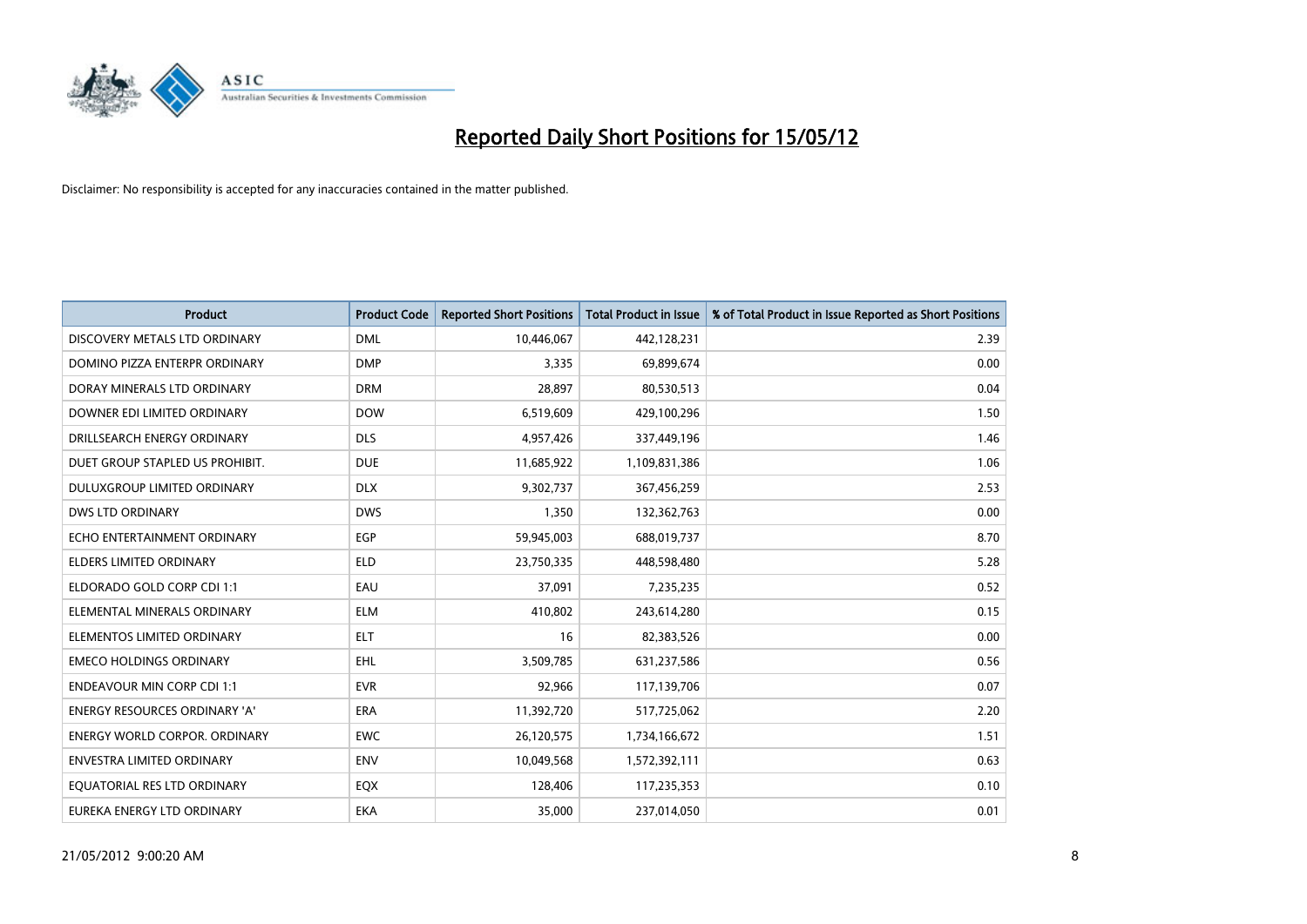# Reported Daily Short Positions for 15/05/12

Disclaimer: No responsibility is accepted for any inaccuracies contained in the matter published.

| Product | Product Code | Reported Short Positions | Total Product in Issue | % of Total Product in Issue Reported as Short Positions |
|---|---|---|---|---|
| DISCOVERY METALS LTD ORDINARY | DML | 10,446,067 | 442,128,231 | 2.39 |
| DOMINO PIZZA ENTERPR ORDINARY | DMP | 3,335 | 69,899,674 | 0.00 |
| DORAY MINERALS LTD ORDINARY | DRM | 28,897 | 80,530,513 | 0.04 |
| DOWNER EDI LIMITED ORDINARY | DOW | 6,519,609 | 429,100,296 | 1.50 |
| DRILLSEARCH ENERGY ORDINARY | DLS | 4,957,426 | 337,449,196 | 1.46 |
| DUET GROUP STAPLED US PROHIBIT. | DUE | 11,685,922 | 1,109,831,386 | 1.06 |
| DULUXGROUP LIMITED ORDINARY | DLX | 9,302,737 | 367,456,259 | 2.53 |
| DWS LTD ORDINARY | DWS | 1,350 | 132,362,763 | 0.00 |
| ECHO ENTERTAINMENT ORDINARY | EGP | 59,945,003 | 688,019,737 | 8.70 |
| ELDERS LIMITED ORDINARY | ELD | 23,750,335 | 448,598,480 | 5.28 |
| ELDORADO GOLD CORP CDI 1:1 | EAU | 37,091 | 7,235,235 | 0.52 |
| ELEMENTAL MINERALS ORDINARY | ELM | 410,802 | 243,614,280 | 0.15 |
| ELEMENTOS LIMITED ORDINARY | ELT | 16 | 82,383,526 | 0.00 |
| EMECO HOLDINGS ORDINARY | EHL | 3,509,785 | 631,237,586 | 0.56 |
| ENDEAVOUR MIN CORP CDI 1:1 | EVR | 92,966 | 117,139,706 | 0.07 |
| ENERGY RESOURCES ORDINARY 'A' | ERA | 11,392,720 | 517,725,062 | 2.20 |
| ENERGY WORLD CORPOR. ORDINARY | EWC | 26,120,575 | 1,734,166,672 | 1.51 |
| ENVESTRA LIMITED ORDINARY | ENV | 10,049,568 | 1,572,392,111 | 0.63 |
| EQUATORIAL RES LTD ORDINARY | EQX | 128,406 | 117,235,353 | 0.10 |
| EUREKA ENERGY LTD ORDINARY | EKA | 35,000 | 237,014,050 | 0.01 |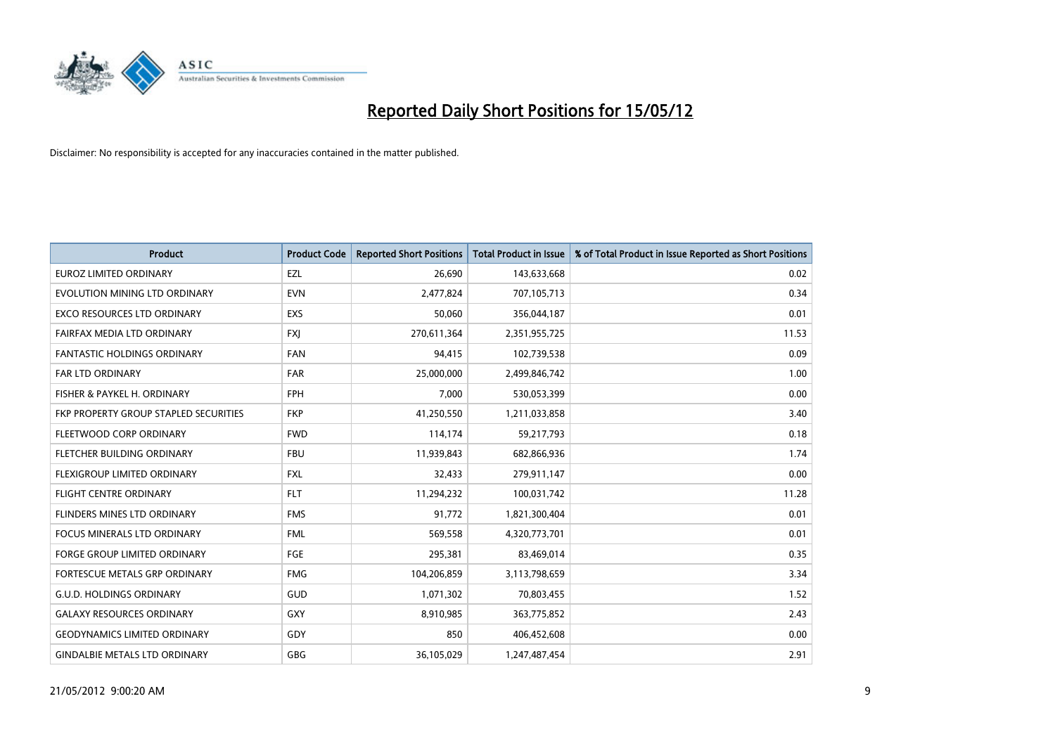# Reported Daily Short Positions for 15/05/12

Disclaimer: No responsibility is accepted for any inaccuracies contained in the matter published.

| Product | Product Code | Reported Short Positions | Total Product in Issue | % of Total Product in Issue Reported as Short Positions |
|---|---|---|---|---|
| EUROZ LIMITED ORDINARY | EZL | 26,690 | 143,633,668 | 0.02 |
| EVOLUTION MINING LTD ORDINARY | EVN | 2,477,824 | 707,105,713 | 0.34 |
| EXCO RESOURCES LTD ORDINARY | EXS | 50,060 | 356,044,187 | 0.01 |
| FAIRFAX MEDIA LTD ORDINARY | FXJ | 270,611,364 | 2,351,955,725 | 11.53 |
| FANTASTIC HOLDINGS ORDINARY | FAN | 94,415 | 102,739,538 | 0.09 |
| FAR LTD ORDINARY | FAR | 25,000,000 | 2,499,846,742 | 1.00 |
| FISHER & PAYKEL H. ORDINARY | FPH | 7,000 | 530,053,399 | 0.00 |
| FKP PROPERTY GROUP STAPLED SECURITIES | FKP | 41,250,550 | 1,211,033,858 | 3.40 |
| FLEETWOOD CORP ORDINARY | FWD | 114,174 | 59,217,793 | 0.18 |
| FLETCHER BUILDING ORDINARY | FBU | 11,939,843 | 682,866,936 | 1.74 |
| FLEXIGROUP LIMITED ORDINARY | FXL | 32,433 | 279,911,147 | 0.00 |
| FLIGHT CENTRE ORDINARY | FLT | 11,294,232 | 100,031,742 | 11.28 |
| FLINDERS MINES LTD ORDINARY | FMS | 91,772 | 1,821,300,404 | 0.01 |
| FOCUS MINERALS LTD ORDINARY | FML | 569,558 | 4,320,773,701 | 0.01 |
| FORGE GROUP LIMITED ORDINARY | FGE | 295,381 | 83,469,014 | 0.35 |
| FORTESCUE METALS GRP ORDINARY | FMG | 104,206,859 | 3,113,798,659 | 3.34 |
| G.U.D. HOLDINGS ORDINARY | GUD | 1,071,302 | 70,803,455 | 1.52 |
| GALAXY RESOURCES ORDINARY | GXY | 8,910,985 | 363,775,852 | 2.43 |
| GEODYNAMICS LIMITED ORDINARY | GDY | 850 | 406,452,608 | 0.00 |
| GINDALBIE METALS LTD ORDINARY | GBG | 36,105,029 | 1,247,487,454 | 2.91 |

21/05/2012 9:00:20 AM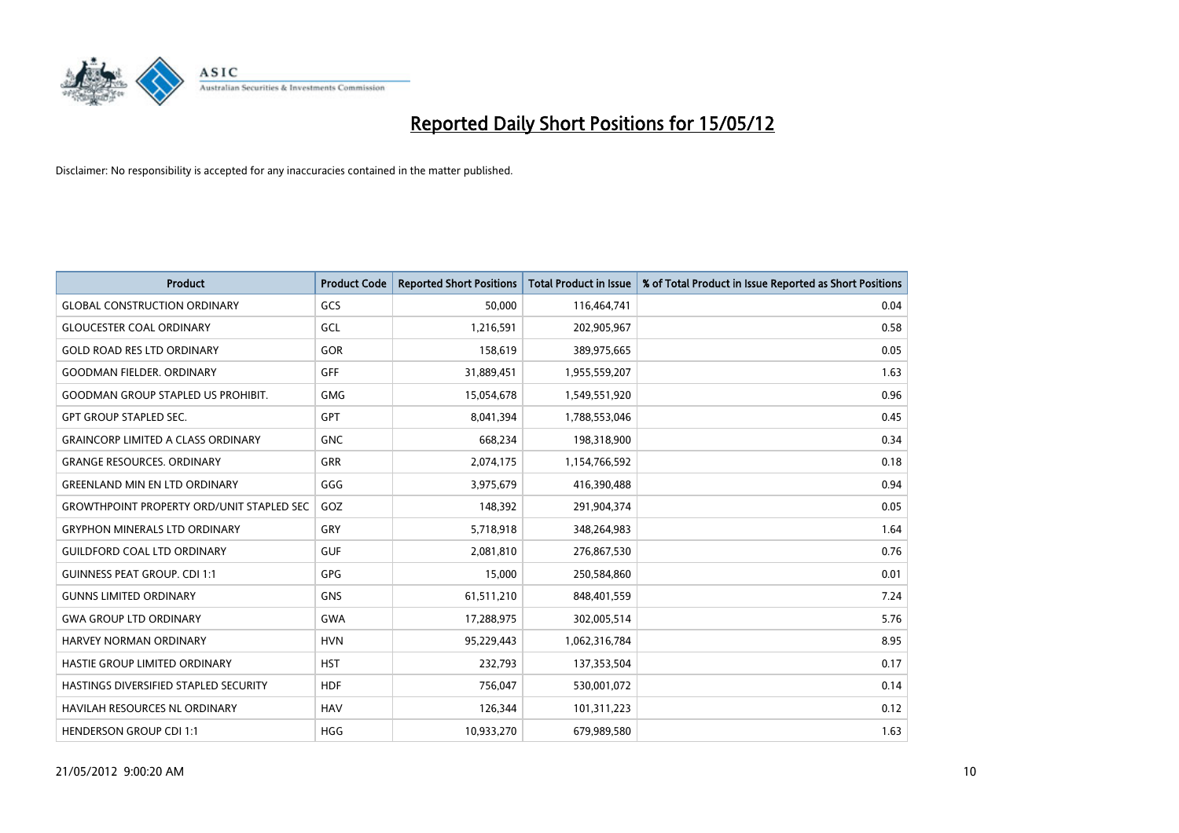# Reported Daily Short Positions for 15/05/12

Disclaimer: No responsibility is accepted for any inaccuracies contained in the matter published.

| Product | Product Code | Reported Short Positions | Total Product in Issue | % of Total Product in Issue Reported as Short Positions |
|---|---|---|---|---|
| GLOBAL CONSTRUCTION ORDINARY | GCS | 50,000 | 116,464,741 | 0.04 |
| GLOUCESTER COAL ORDINARY | GCL | 1,216,591 | 202,905,967 | 0.58 |
| GOLD ROAD RES LTD ORDINARY | GOR | 158,619 | 389,975,665 | 0.05 |
| GOODMAN FIELDER. ORDINARY | GFF | 31,889,451 | 1,955,559,207 | 1.63 |
| GOODMAN GROUP STAPLED US PROHIBIT. | GMG | 15,054,678 | 1,549,551,920 | 0.96 |
| GPT GROUP STAPLED SEC. | GPT | 8,041,394 | 1,788,553,046 | 0.45 |
| GRAINCORP LIMITED A CLASS ORDINARY | GNC | 668,234 | 198,318,900 | 0.34 |
| GRANGE RESOURCES. ORDINARY | GRR | 2,074,175 | 1,154,766,592 | 0.18 |
| GREENLAND MIN EN LTD ORDINARY | GGG | 3,975,679 | 416,390,488 | 0.94 |
| GROWTHPOINT PROPERTY ORD/UNIT STAPLED SEC | GOZ | 148,392 | 291,904,374 | 0.05 |
| GRYPHON MINERALS LTD ORDINARY | GRY | 5,718,918 | 348,264,983 | 1.64 |
| GUILDFORD COAL LTD ORDINARY | GUF | 2,081,810 | 276,867,530 | 0.76 |
| GUINNESS PEAT GROUP. CDI 1:1 | GPG | 15,000 | 250,584,860 | 0.01 |
| GUNNS LIMITED ORDINARY | GNS | 61,511,210 | 848,401,559 | 7.24 |
| GWA GROUP LTD ORDINARY | GWA | 17,288,975 | 302,005,514 | 5.76 |
| HARVEY NORMAN ORDINARY | HVN | 95,229,443 | 1,062,316,784 | 8.95 |
| HASTIE GROUP LIMITED ORDINARY | HST | 232,793 | 137,353,504 | 0.17 |
| HASTINGS DIVERSIFIED STAPLED SECURITY | HDF | 756,047 | 530,001,072 | 0.14 |
| HAVILAH RESOURCES NL ORDINARY | HAV | 126,344 | 101,311,223 | 0.12 |
| HENDERSON GROUP CDI 1:1 | HGG | 10,933,270 | 679,989,580 | 1.63 |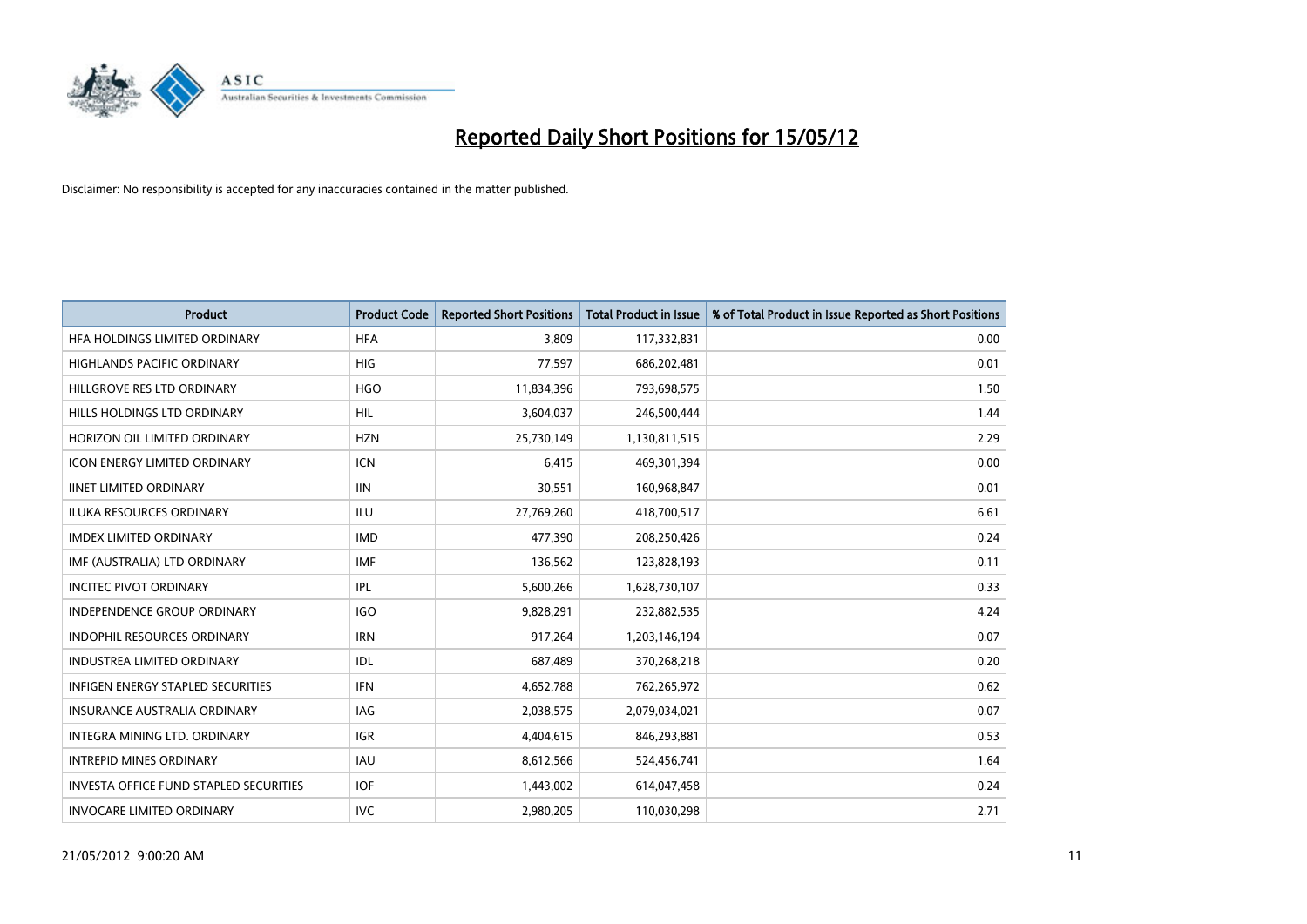# Reported Daily Short Positions for 15/05/12

Disclaimer: No responsibility is accepted for any inaccuracies contained in the matter published.

| Product | Product Code | Reported Short Positions | Total Product in Issue | % of Total Product in Issue Reported as Short Positions |
|---|---|---|---|---|
| HFA HOLDINGS LIMITED ORDINARY | HFA | 3,809 | 117,332,831 | 0.00 |
| HIGHLANDS PACIFIC ORDINARY | HIG | 77,597 | 686,202,481 | 0.01 |
| HILLGROVE RES LTD ORDINARY | HGO | 11,834,396 | 793,698,575 | 1.50 |
| HILLS HOLDINGS LTD ORDINARY | HIL | 3,604,037 | 246,500,444 | 1.44 |
| HORIZON OIL LIMITED ORDINARY | HZN | 25,730,149 | 1,130,811,515 | 2.29 |
| ICON ENERGY LIMITED ORDINARY | ICN | 6,415 | 469,301,394 | 0.00 |
| IINET LIMITED ORDINARY | IIN | 30,551 | 160,968,847 | 0.01 |
| ILUKA RESOURCES ORDINARY | ILU | 27,769,260 | 418,700,517 | 6.61 |
| IMDEX LIMITED ORDINARY | IMD | 477,390 | 208,250,426 | 0.24 |
| IMF (AUSTRALIA) LTD ORDINARY | IMF | 136,562 | 123,828,193 | 0.11 |
| INCITEC PIVOT ORDINARY | IPL | 5,600,266 | 1,628,730,107 | 0.33 |
| INDEPENDENCE GROUP ORDINARY | IGO | 9,828,291 | 232,882,535 | 4.24 |
| INDOPHIL RESOURCES ORDINARY | IRN | 917,264 | 1,203,146,194 | 0.07 |
| INDUSTREA LIMITED ORDINARY | IDL | 687,489 | 370,268,218 | 0.20 |
| INFIGEN ENERGY STAPLED SECURITIES | IFN | 4,652,788 | 762,265,972 | 0.62 |
| INSURANCE AUSTRALIA ORDINARY | IAG | 2,038,575 | 2,079,034,021 | 0.07 |
| INTEGRA MINING LTD. ORDINARY | IGR | 4,404,615 | 846,293,881 | 0.53 |
| INTREPID MINES ORDINARY | IAU | 8,612,566 | 524,456,741 | 1.64 |
| INVESTA OFFICE FUND STAPLED SECURITIES | IOF | 1,443,002 | 614,047,458 | 0.24 |
| INVOCARE LIMITED ORDINARY | IVC | 2,980,205 | 110,030,298 | 2.71 |

21/05/2012 9:00:20 AM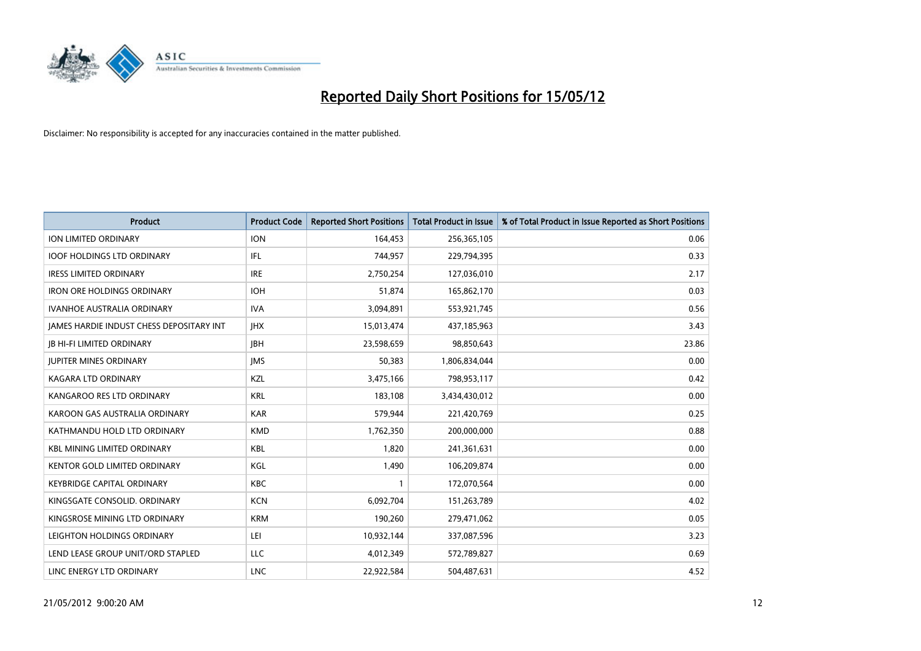# Reported Daily Short Positions for 15/05/12

Disclaimer: No responsibility is accepted for any inaccuracies contained in the matter published.

| Product | Product Code | Reported Short Positions | Total Product in Issue | % of Total Product in Issue Reported as Short Positions |
|---|---|---|---|---|
| ION LIMITED ORDINARY | ION | 164,453 | 256,365,105 | 0.06 |
| IOOF HOLDINGS LTD ORDINARY | IFL | 744,957 | 229,794,395 | 0.33 |
| IRESS LIMITED ORDINARY | IRE | 2,750,254 | 127,036,010 | 2.17 |
| IRON ORE HOLDINGS ORDINARY | IOH | 51,874 | 165,862,170 | 0.03 |
| IVANHOE AUSTRALIA ORDINARY | IVA | 3,094,891 | 553,921,745 | 0.56 |
| JAMES HARDIE INDUST CHESS DEPOSITARY INT | JHX | 15,013,474 | 437,185,963 | 3.43 |
| JB HI-FI LIMITED ORDINARY | JBH | 23,598,659 | 98,850,643 | 23.86 |
| JUPITER MINES ORDINARY | JMS | 50,383 | 1,806,834,044 | 0.00 |
| KAGARA LTD ORDINARY | KZL | 3,475,166 | 798,953,117 | 0.42 |
| KANGAROO RES LTD ORDINARY | KRL | 183,108 | 3,434,430,012 | 0.00 |
| KAROON GAS AUSTRALIA ORDINARY | KAR | 579,944 | 221,420,769 | 0.25 |
| KATHMANDU HOLD LTD ORDINARY | KMD | 1,762,350 | 200,000,000 | 0.88 |
| KBL MINING LIMITED ORDINARY | KBL | 1,820 | 241,361,631 | 0.00 |
| KENTOR GOLD LIMITED ORDINARY | KGL | 1,490 | 106,209,874 | 0.00 |
| KEYBRIDGE CAPITAL ORDINARY | KBC | 1 | 172,070,564 | 0.00 |
| KINGSGATE CONSOLID. ORDINARY | KCN | 6,092,704 | 151,263,789 | 4.02 |
| KINGSROSE MINING LTD ORDINARY | KRM | 190,260 | 279,471,062 | 0.05 |
| LEIGHTON HOLDINGS ORDINARY | LEI | 10,932,144 | 337,087,596 | 3.23 |
| LEND LEASE GROUP UNIT/ORD STAPLED | LLC | 4,012,349 | 572,789,827 | 0.69 |
| LINC ENERGY LTD ORDINARY | LNC | 22,922,584 | 504,487,631 | 4.52 |

21/05/2012 9:00:20 AM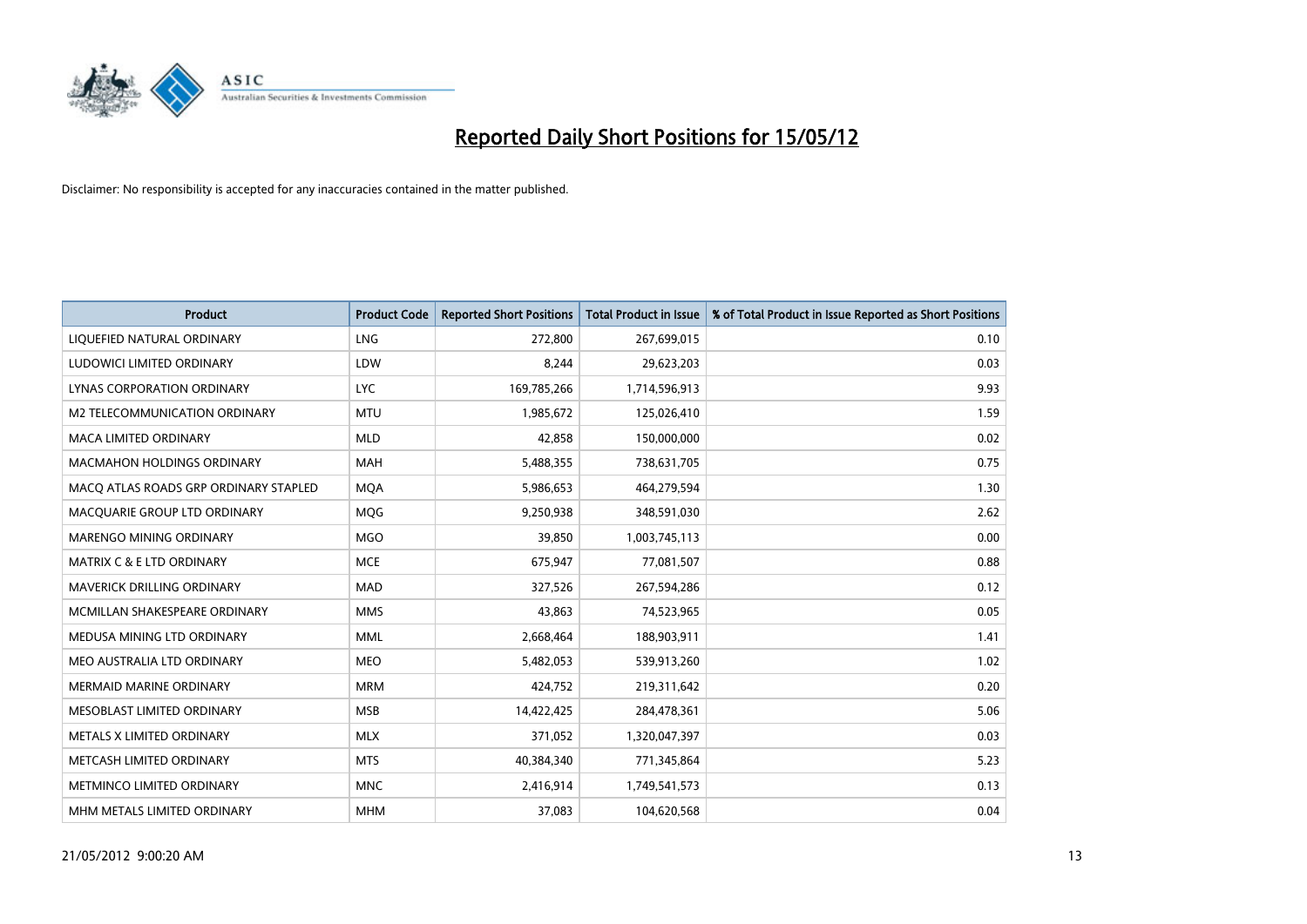# Reported Daily Short Positions for 15/05/12

Disclaimer: No responsibility is accepted for any inaccuracies contained in the matter published.

| Product | Product Code | Reported Short Positions | Total Product in Issue | % of Total Product in Issue Reported as Short Positions |
|---|---|---|---|---|
| LIQUEFIED NATURAL ORDINARY | LNG | 272,800 | 267,699,015 | 0.10 |
| LUDOWICI LIMITED ORDINARY | LDW | 8,244 | 29,623,203 | 0.03 |
| LYNAS CORPORATION ORDINARY | LYC | 169,785,266 | 1,714,596,913 | 9.93 |
| M2 TELECOMMUNICATION ORDINARY | MTU | 1,985,672 | 125,026,410 | 1.59 |
| MACA LIMITED ORDINARY | MLD | 42,858 | 150,000,000 | 0.02 |
| MACMAHON HOLDINGS ORDINARY | MAH | 5,488,355 | 738,631,705 | 0.75 |
| MACQ ATLAS ROADS GRP ORDINARY STAPLED | MQA | 5,986,653 | 464,279,594 | 1.30 |
| MACQUARIE GROUP LTD ORDINARY | MQG | 9,250,938 | 348,591,030 | 2.62 |
| MARENGO MINING ORDINARY | MGO | 39,850 | 1,003,745,113 | 0.00 |
| MATRIX C & E LTD ORDINARY | MCE | 675,947 | 77,081,507 | 0.88 |
| MAVERICK DRILLING ORDINARY | MAD | 327,526 | 267,594,286 | 0.12 |
| MCMILLAN SHAKESPEARE ORDINARY | MMS | 43,863 | 74,523,965 | 0.05 |
| MEDUSA MINING LTD ORDINARY | MML | 2,668,464 | 188,903,911 | 1.41 |
| MEO AUSTRALIA LTD ORDINARY | MEO | 5,482,053 | 539,913,260 | 1.02 |
| MERMAID MARINE ORDINARY | MRM | 424,752 | 219,311,642 | 0.20 |
| MESOBLAST LIMITED ORDINARY | MSB | 14,422,425 | 284,478,361 | 5.06 |
| METALS X LIMITED ORDINARY | MLX | 371,052 | 1,320,047,397 | 0.03 |
| METCASH LIMITED ORDINARY | MTS | 40,384,340 | 771,345,864 | 5.23 |
| METMINCO LIMITED ORDINARY | MNC | 2,416,914 | 1,749,541,573 | 0.13 |
| MHM METALS LIMITED ORDINARY | MHM | 37,083 | 104,620,568 | 0.04 |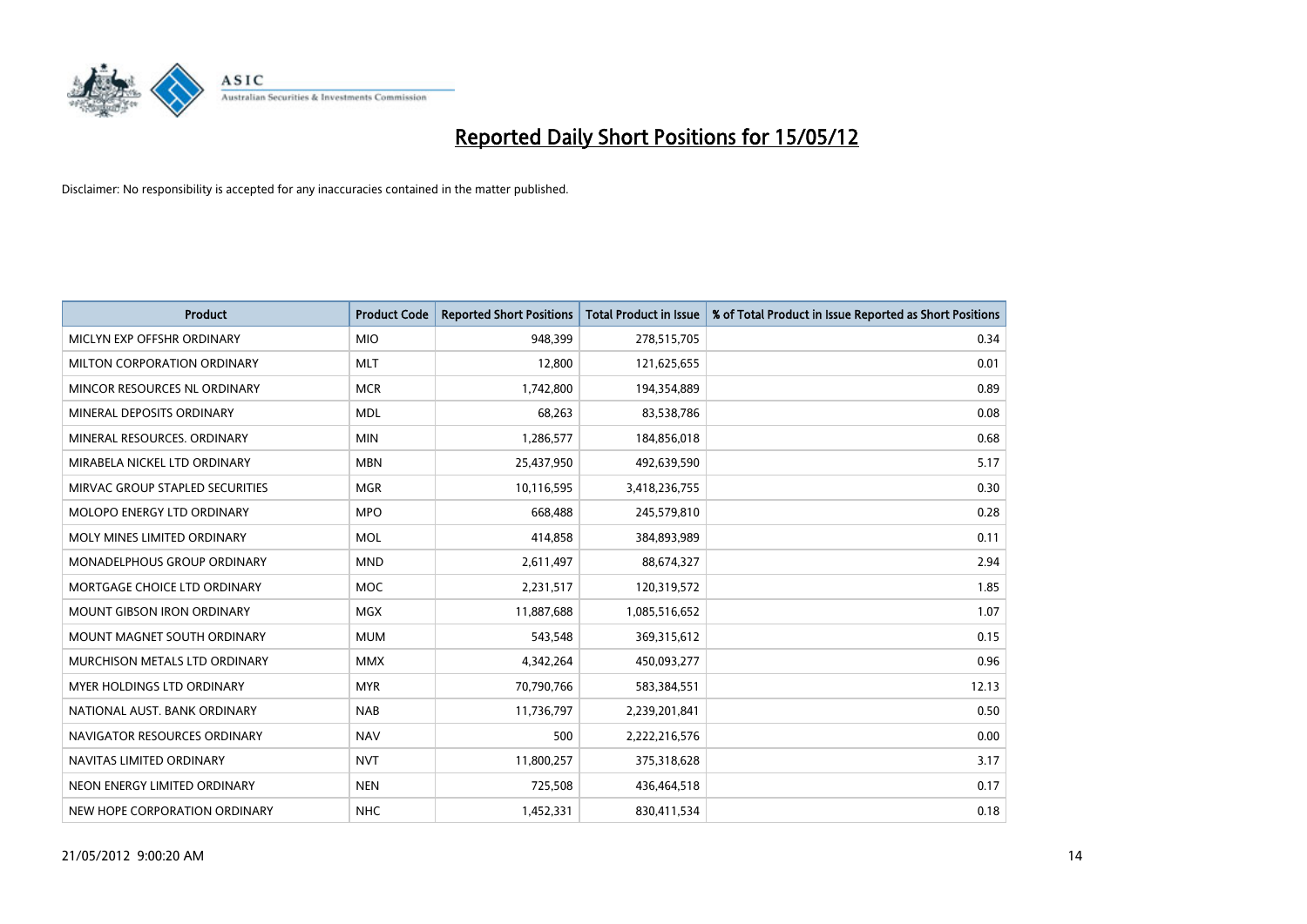# Reported Daily Short Positions for 15/05/12

Disclaimer: No responsibility is accepted for any inaccuracies contained in the matter published.

| Product | Product Code | Reported Short Positions | Total Product in Issue | % of Total Product in Issue Reported as Short Positions |
|---|---|---|---|---|
| MICLYN EXP OFFSHR ORDINARY | MIO | 948,399 | 278,515,705 | 0.34 |
| MILTON CORPORATION ORDINARY | MLT | 12,800 | 121,625,655 | 0.01 |
| MINCOR RESOURCES NL ORDINARY | MCR | 1,742,800 | 194,354,889 | 0.89 |
| MINERAL DEPOSITS ORDINARY | MDL | 68,263 | 83,538,786 | 0.08 |
| MINERAL RESOURCES. ORDINARY | MIN | 1,286,577 | 184,856,018 | 0.68 |
| MIRABELA NICKEL LTD ORDINARY | MBN | 25,437,950 | 492,639,590 | 5.17 |
| MIRVAC GROUP STAPLED SECURITIES | MGR | 10,116,595 | 3,418,236,755 | 0.30 |
| MOLOPO ENERGY LTD ORDINARY | MPO | 668,488 | 245,579,810 | 0.28 |
| MOLY MINES LIMITED ORDINARY | MOL | 414,858 | 384,893,989 | 0.11 |
| MONADELPHOUS GROUP ORDINARY | MND | 2,611,497 | 88,674,327 | 2.94 |
| MORTGAGE CHOICE LTD ORDINARY | MOC | 2,231,517 | 120,319,572 | 1.85 |
| MOUNT GIBSON IRON ORDINARY | MGX | 11,887,688 | 1,085,516,652 | 1.07 |
| MOUNT MAGNET SOUTH ORDINARY | MUM | 543,548 | 369,315,612 | 0.15 |
| MURCHISON METALS LTD ORDINARY | MMX | 4,342,264 | 450,093,277 | 0.96 |
| MYER HOLDINGS LTD ORDINARY | MYR | 70,790,766 | 583,384,551 | 12.13 |
| NATIONAL AUST. BANK ORDINARY | NAB | 11,736,797 | 2,239,201,841 | 0.50 |
| NAVIGATOR RESOURCES ORDINARY | NAV | 500 | 2,222,216,576 | 0.00 |
| NAVITAS LIMITED ORDINARY | NVT | 11,800,257 | 375,318,628 | 3.17 |
| NEON ENERGY LIMITED ORDINARY | NEN | 725,508 | 436,464,518 | 0.17 |
| NEW HOPE CORPORATION ORDINARY | NHC | 1,452,331 | 830,411,534 | 0.18 |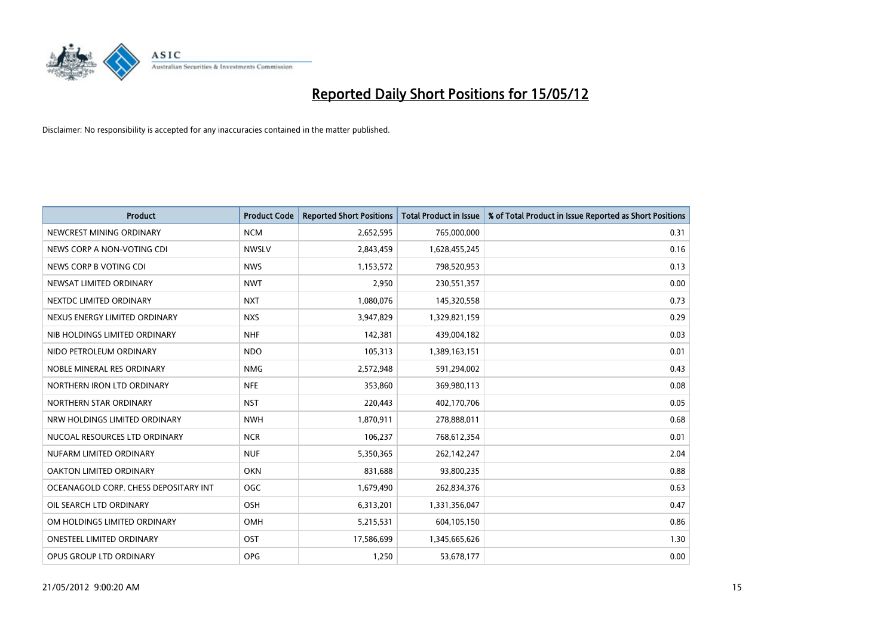# Reported Daily Short Positions for 15/05/12

Disclaimer: No responsibility is accepted for any inaccuracies contained in the matter published.

| Product | Product Code | Reported Short Positions | Total Product in Issue | % of Total Product in Issue Reported as Short Positions |
|---|---|---|---|---|
| NEWCREST MINING ORDINARY | NCM | 2,652,595 | 765,000,000 | 0.31 |
| NEWS CORP A NON-VOTING CDI | NWSLV | 2,843,459 | 1,628,455,245 | 0.16 |
| NEWS CORP B VOTING CDI | NWS | 1,153,572 | 798,520,953 | 0.13 |
| NEWSAT LIMITED ORDINARY | NWT | 2,950 | 230,551,357 | 0.00 |
| NEXTDC LIMITED ORDINARY | NXT | 1,080,076 | 145,320,558 | 0.73 |
| NEXUS ENERGY LIMITED ORDINARY | NXS | 3,947,829 | 1,329,821,159 | 0.29 |
| NIB HOLDINGS LIMITED ORDINARY | NHF | 142,381 | 439,004,182 | 0.03 |
| NIDO PETROLEUM ORDINARY | NDO | 105,313 | 1,389,163,151 | 0.01 |
| NOBLE MINERAL RES ORDINARY | NMG | 2,572,948 | 591,294,002 | 0.43 |
| NORTHERN IRON LTD ORDINARY | NFE | 353,860 | 369,980,113 | 0.08 |
| NORTHERN STAR ORDINARY | NST | 220,443 | 402,170,706 | 0.05 |
| NRW HOLDINGS LIMITED ORDINARY | NWH | 1,870,911 | 278,888,011 | 0.68 |
| NUCOAL RESOURCES LTD ORDINARY | NCR | 106,237 | 768,612,354 | 0.01 |
| NUFARM LIMITED ORDINARY | NUF | 5,350,365 | 262,142,247 | 2.04 |
| OAKTON LIMITED ORDINARY | OKN | 831,688 | 93,800,235 | 0.88 |
| OCEANAGOLD CORP. CHESS DEPOSITARY INT | OGC | 1,679,490 | 262,834,376 | 0.63 |
| OIL SEARCH LTD ORDINARY | OSH | 6,313,201 | 1,331,356,047 | 0.47 |
| OM HOLDINGS LIMITED ORDINARY | OMH | 5,215,531 | 604,105,150 | 0.86 |
| ONESTEEL LIMITED ORDINARY | OST | 17,586,699 | 1,345,665,626 | 1.30 |
| OPUS GROUP LTD ORDINARY | OPG | 1,250 | 53,678,177 | 0.00 |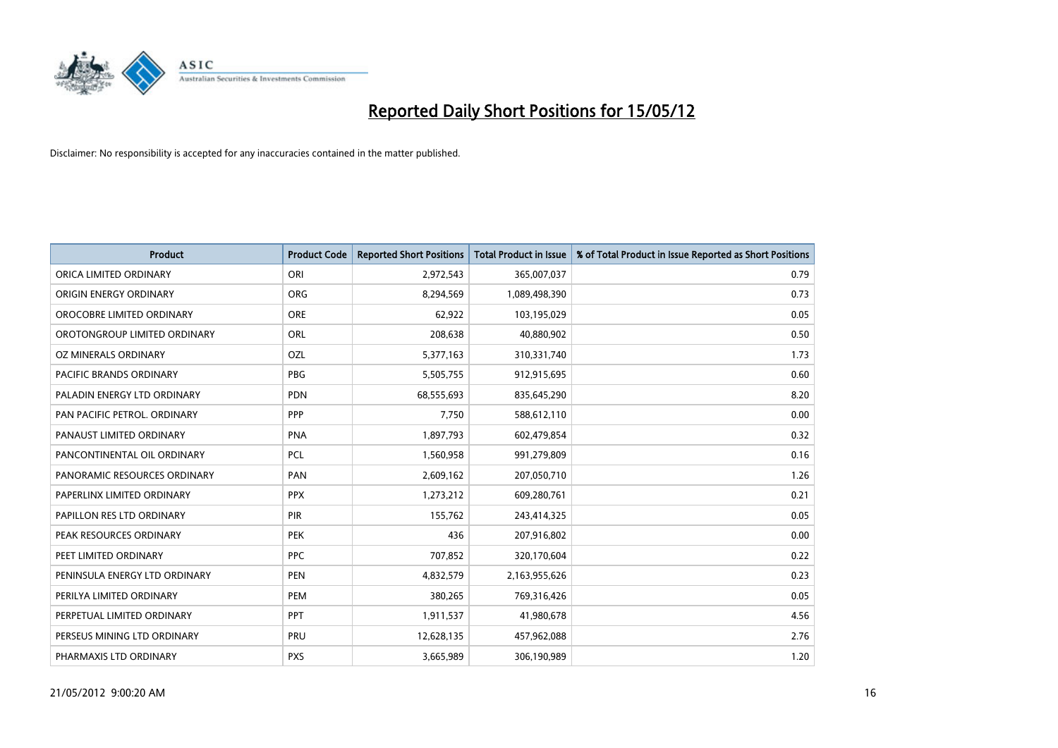# Reported Daily Short Positions for 15/05/12

Disclaimer: No responsibility is accepted for any inaccuracies contained in the matter published.

| Product | Product Code | Reported Short Positions | Total Product in Issue | % of Total Product in Issue Reported as Short Positions |
|---|---|---|---|---|
| ORICA LIMITED ORDINARY | ORI | 2,972,543 | 365,007,037 | 0.79 |
| ORIGIN ENERGY ORDINARY | ORG | 8,294,569 | 1,089,498,390 | 0.73 |
| OROCOBRE LIMITED ORDINARY | ORE | 62,922 | 103,195,029 | 0.05 |
| OROTONGROUP LIMITED ORDINARY | ORL | 208,638 | 40,880,902 | 0.50 |
| OZ MINERALS ORDINARY | OZL | 5,377,163 | 310,331,740 | 1.73 |
| PACIFIC BRANDS ORDINARY | PBG | 5,505,755 | 912,915,695 | 0.60 |
| PALADIN ENERGY LTD ORDINARY | PDN | 68,555,693 | 835,645,290 | 8.20 |
| PAN PACIFIC PETROL. ORDINARY | PPP | 7,750 | 588,612,110 | 0.00 |
| PANAUST LIMITED ORDINARY | PNA | 1,897,793 | 602,479,854 | 0.32 |
| PANCONTINENTAL OIL ORDINARY | PCL | 1,560,958 | 991,279,809 | 0.16 |
| PANORAMIC RESOURCES ORDINARY | PAN | 2,609,162 | 207,050,710 | 1.26 |
| PAPERLINX LIMITED ORDINARY | PPX | 1,273,212 | 609,280,761 | 0.21 |
| PAPILLON RES LTD ORDINARY | PIR | 155,762 | 243,414,325 | 0.05 |
| PEAK RESOURCES ORDINARY | PEK | 436 | 207,916,802 | 0.00 |
| PEET LIMITED ORDINARY | PPC | 707,852 | 320,170,604 | 0.22 |
| PENINSULA ENERGY LTD ORDINARY | PEN | 4,832,579 | 2,163,955,626 | 0.23 |
| PERILYA LIMITED ORDINARY | PEM | 380,265 | 769,316,426 | 0.05 |
| PERPETUAL LIMITED ORDINARY | PPT | 1,911,537 | 41,980,678 | 4.56 |
| PERSEUS MINING LTD ORDINARY | PRU | 12,628,135 | 457,962,088 | 2.76 |
| PHARMAXIS LTD ORDINARY | PXS | 3,665,989 | 306,190,989 | 1.20 |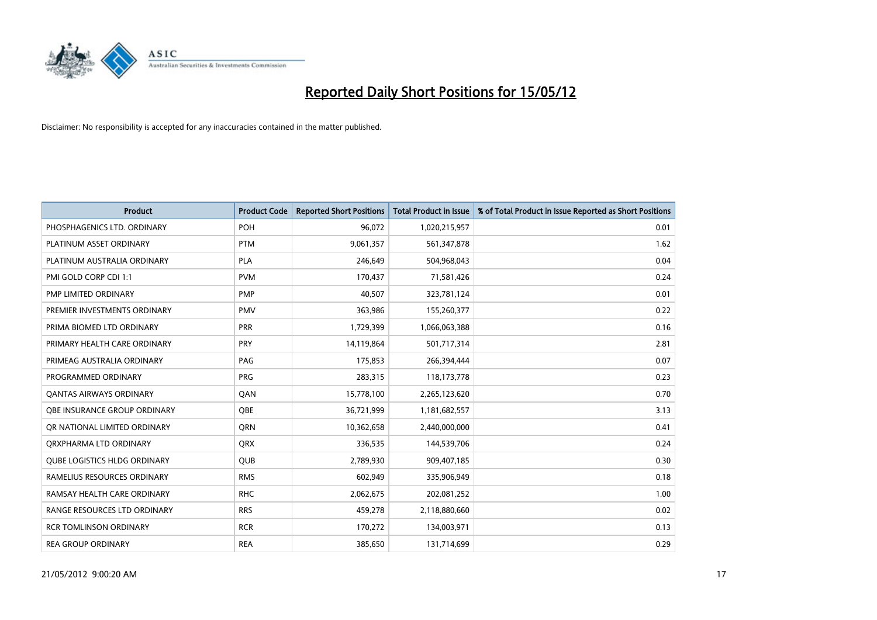# Reported Daily Short Positions for 15/05/12

Disclaimer: No responsibility is accepted for any inaccuracies contained in the matter published.

| Product | Product Code | Reported Short Positions | Total Product in Issue | % of Total Product in Issue Reported as Short Positions |
|---|---|---|---|---|
| PHOSPHAGENICS LTD. ORDINARY | POH | 96,072 | 1,020,215,957 | 0.01 |
| PLATINUM ASSET ORDINARY | PTM | 9,061,357 | 561,347,878 | 1.62 |
| PLATINUM AUSTRALIA ORDINARY | PLA | 246,649 | 504,968,043 | 0.04 |
| PMI GOLD CORP CDI 1:1 | PVM | 170,437 | 71,581,426 | 0.24 |
| PMP LIMITED ORDINARY | PMP | 40,507 | 323,781,124 | 0.01 |
| PREMIER INVESTMENTS ORDINARY | PMV | 363,986 | 155,260,377 | 0.22 |
| PRIMA BIOMED LTD ORDINARY | PRR | 1,729,399 | 1,066,063,388 | 0.16 |
| PRIMARY HEALTH CARE ORDINARY | PRY | 14,119,864 | 501,717,314 | 2.81 |
| PRIMEAG AUSTRALIA ORDINARY | PAG | 175,853 | 266,394,444 | 0.07 |
| PROGRAMMED ORDINARY | PRG | 283,315 | 118,173,778 | 0.23 |
| QANTAS AIRWAYS ORDINARY | QAN | 15,778,100 | 2,265,123,620 | 0.70 |
| QBE INSURANCE GROUP ORDINARY | QBE | 36,721,999 | 1,181,682,557 | 3.13 |
| QR NATIONAL LIMITED ORDINARY | QRN | 10,362,658 | 2,440,000,000 | 0.41 |
| QRXPHARMA LTD ORDINARY | QRX | 336,535 | 144,539,706 | 0.24 |
| QUBE LOGISTICS HLDG ORDINARY | QUB | 2,789,930 | 909,407,185 | 0.30 |
| RAMELIUS RESOURCES ORDINARY | RMS | 602,949 | 335,906,949 | 0.18 |
| RAMSAY HEALTH CARE ORDINARY | RHC | 2,062,675 | 202,081,252 | 1.00 |
| RANGE RESOURCES LTD ORDINARY | RRS | 459,278 | 2,118,880,660 | 0.02 |
| RCR TOMLINSON ORDINARY | RCR | 170,272 | 134,003,971 | 0.13 |
| REA GROUP ORDINARY | REA | 385,650 | 131,714,699 | 0.29 |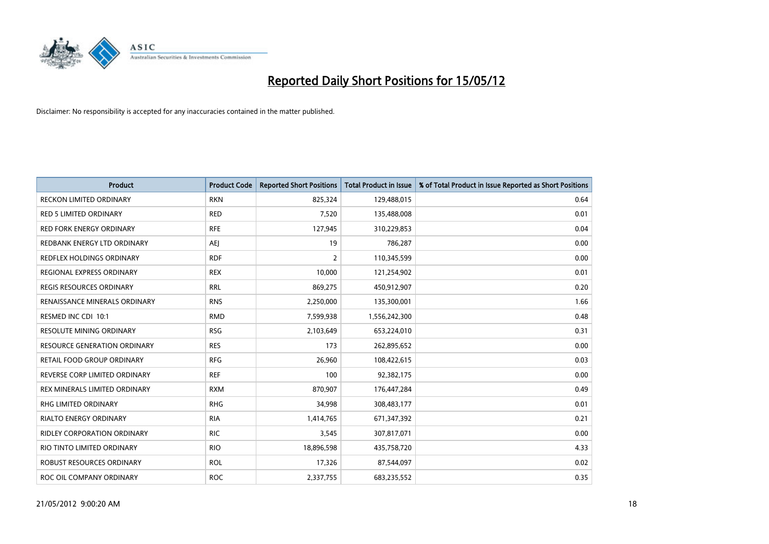# Reported Daily Short Positions for 15/05/12

Disclaimer: No responsibility is accepted for any inaccuracies contained in the matter published.

| Product | Product Code | Reported Short Positions | Total Product in Issue | % of Total Product in Issue Reported as Short Positions |
|---|---|---|---|---|
| RECKON LIMITED ORDINARY | RKN | 825,324 | 129,488,015 | 0.64 |
| RED 5 LIMITED ORDINARY | RED | 7,520 | 135,488,008 | 0.01 |
| RED FORK ENERGY ORDINARY | RFE | 127,945 | 310,229,853 | 0.04 |
| REDBANK ENERGY LTD ORDINARY | AEJ | 19 | 786,287 | 0.00 |
| REDFLEX HOLDINGS ORDINARY | RDF | 2 | 110,345,599 | 0.00 |
| REGIONAL EXPRESS ORDINARY | REX | 10,000 | 121,254,902 | 0.01 |
| REGIS RESOURCES ORDINARY | RRL | 869,275 | 450,912,907 | 0.20 |
| RENAISSANCE MINERALS ORDINARY | RNS | 2,250,000 | 135,300,001 | 1.66 |
| RESMED INC CDI 10:1 | RMD | 7,599,938 | 1,556,242,300 | 0.48 |
| RESOLUTE MINING ORDINARY | RSG | 2,103,649 | 653,224,010 | 0.31 |
| RESOURCE GENERATION ORDINARY | RES | 173 | 262,895,652 | 0.00 |
| RETAIL FOOD GROUP ORDINARY | RFG | 26,960 | 108,422,615 | 0.03 |
| REVERSE CORP LIMITED ORDINARY | REF | 100 | 92,382,175 | 0.00 |
| REX MINERALS LIMITED ORDINARY | RXM | 870,907 | 176,447,284 | 0.49 |
| RHG LIMITED ORDINARY | RHG | 34,998 | 308,483,177 | 0.01 |
| RIALTO ENERGY ORDINARY | RIA | 1,414,765 | 671,347,392 | 0.21 |
| RIDLEY CORPORATION ORDINARY | RIC | 3,545 | 307,817,071 | 0.00 |
| RIO TINTO LIMITED ORDINARY | RIO | 18,896,598 | 435,758,720 | 4.33 |
| ROBUST RESOURCES ORDINARY | ROL | 17,326 | 87,544,097 | 0.02 |
| ROC OIL COMPANY ORDINARY | ROC | 2,337,755 | 683,235,552 | 0.35 |

21/05/2012 9:00:20 AM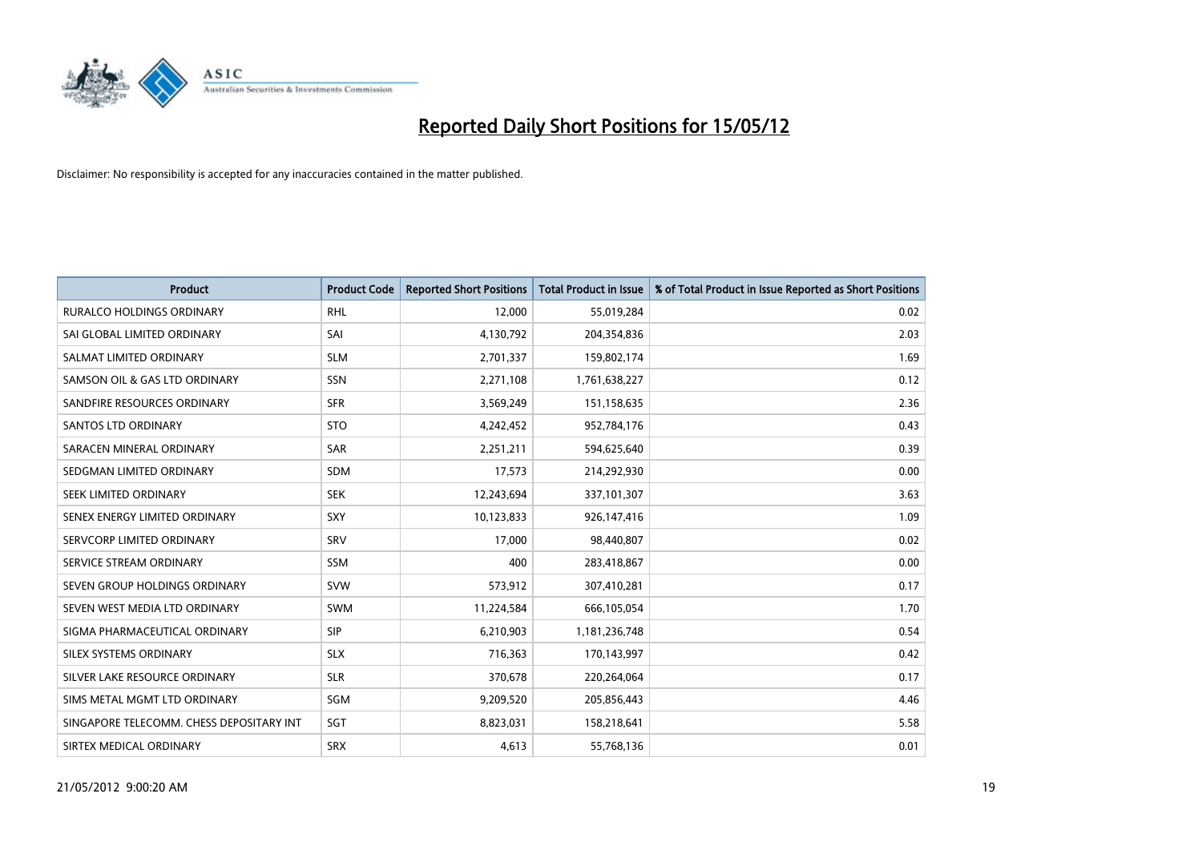# Reported Daily Short Positions for 15/05/12

Disclaimer: No responsibility is accepted for any inaccuracies contained in the matter published.

| Product | Product Code | Reported Short Positions | Total Product in Issue | % of Total Product in Issue Reported as Short Positions |
| --- | --- | --- | --- | --- |
| RURALCO HOLDINGS ORDINARY | RHL | 12,000 | 55,019,284 | 0.02 |
| SAI GLOBAL LIMITED ORDINARY | SAI | 4,130,792 | 204,354,836 | 2.03 |
| SALMAT LIMITED ORDINARY | SLM | 2,701,337 | 159,802,174 | 1.69 |
| SAMSON OIL & GAS LTD ORDINARY | SSN | 2,271,108 | 1,761,638,227 | 0.12 |
| SANDFIRE RESOURCES ORDINARY | SFR | 3,569,249 | 151,158,635 | 2.36 |
| SANTOS LTD ORDINARY | STO | 4,242,452 | 952,784,176 | 0.43 |
| SARACEN MINERAL ORDINARY | SAR | 2,251,211 | 594,625,640 | 0.39 |
| SEDGMAN LIMITED ORDINARY | SDM | 17,573 | 214,292,930 | 0.00 |
| SEEK LIMITED ORDINARY | SEK | 12,243,694 | 337,101,307 | 3.63 |
| SENEX ENERGY LIMITED ORDINARY | SXY | 10,123,833 | 926,147,416 | 1.09 |
| SERVCORP LIMITED ORDINARY | SRV | 17,000 | 98,440,807 | 0.02 |
| SERVICE STREAM ORDINARY | SSM | 400 | 283,418,867 | 0.00 |
| SEVEN GROUP HOLDINGS ORDINARY | SVW | 573,912 | 307,410,281 | 0.17 |
| SEVEN WEST MEDIA LTD ORDINARY | SWM | 11,224,584 | 666,105,054 | 1.70 |
| SIGMA PHARMACEUTICAL ORDINARY | SIP | 6,210,903 | 1,181,236,748 | 0.54 |
| SILEX SYSTEMS ORDINARY | SLX | 716,363 | 170,143,997 | 0.42 |
| SILVER LAKE RESOURCE ORDINARY | SLR | 370,678 | 220,264,064 | 0.17 |
| SIMS METAL MGMT LTD ORDINARY | SGM | 9,209,520 | 205,856,443 | 4.46 |
| SINGAPORE TELECOMM. CHESS DEPOSITARY INT | SGT | 8,823,031 | 158,218,641 | 5.58 |
| SIRTEX MEDICAL ORDINARY | SRX | 4,613 | 55,768,136 | 0.01 |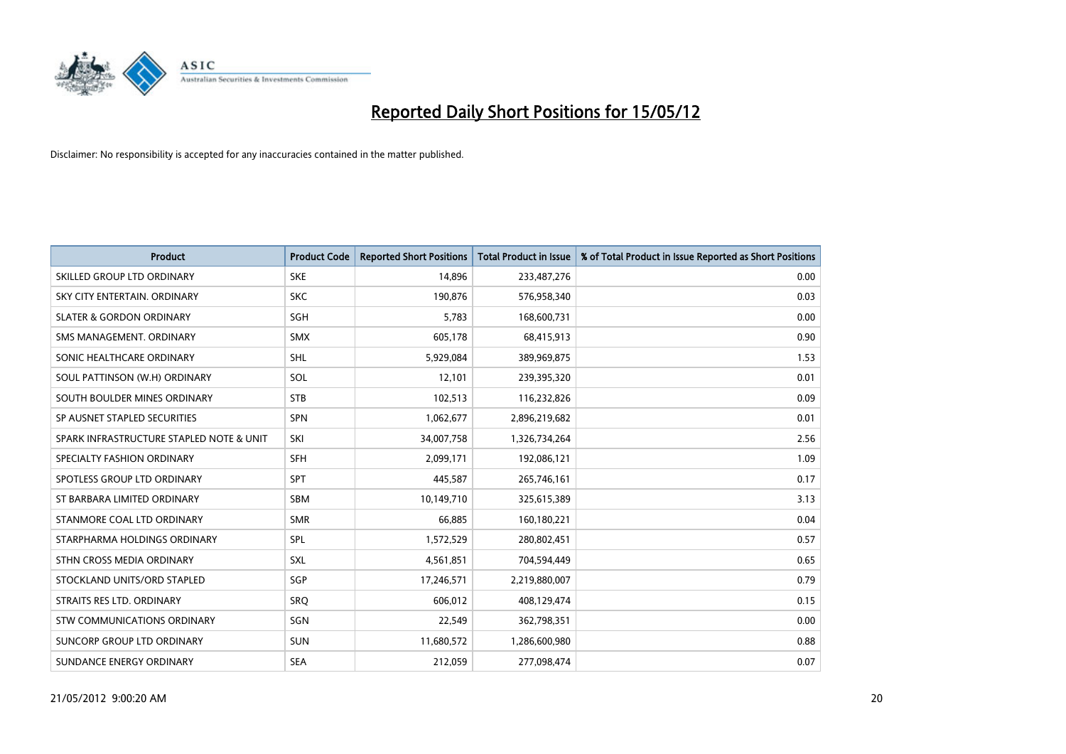# Reported Daily Short Positions for 15/05/12

Disclaimer: No responsibility is accepted for any inaccuracies contained in the matter published.

| Product | Product Code | Reported Short Positions | Total Product in Issue | % of Total Product in Issue Reported as Short Positions |
|---|---|---|---|---|
| SKILLED GROUP LTD ORDINARY | SKE | 14,896 | 233,487,276 | 0.00 |
| SKY CITY ENTERTAIN. ORDINARY | SKC | 190,876 | 576,958,340 | 0.03 |
| SLATER & GORDON ORDINARY | SGH | 5,783 | 168,600,731 | 0.00 |
| SMS MANAGEMENT. ORDINARY | SMX | 605,178 | 68,415,913 | 0.90 |
| SONIC HEALTHCARE ORDINARY | SHL | 5,929,084 | 389,969,875 | 1.53 |
| SOUL PATTINSON (W.H) ORDINARY | SOL | 12,101 | 239,395,320 | 0.01 |
| SOUTH BOULDER MINES ORDINARY | STB | 102,513 | 116,232,826 | 0.09 |
| SP AUSNET STAPLED SECURITIES | SPN | 1,062,677 | 2,896,219,682 | 0.01 |
| SPARK INFRASTRUCTURE STAPLED NOTE & UNIT | SKI | 34,007,758 | 1,326,734,264 | 2.56 |
| SPECIALTY FASHION ORDINARY | SFH | 2,099,171 | 192,086,121 | 1.09 |
| SPOTLESS GROUP LTD ORDINARY | SPT | 445,587 | 265,746,161 | 0.17 |
| ST BARBARA LIMITED ORDINARY | SBM | 10,149,710 | 325,615,389 | 3.13 |
| STANMORE COAL LTD ORDINARY | SMR | 66,885 | 160,180,221 | 0.04 |
| STARPHARMA HOLDINGS ORDINARY | SPL | 1,572,529 | 280,802,451 | 0.57 |
| STHN CROSS MEDIA ORDINARY | SXL | 4,561,851 | 704,594,449 | 0.65 |
| STOCKLAND UNITS/ORD STAPLED | SGP | 17,246,571 | 2,219,880,007 | 0.79 |
| STRAITS RES LTD. ORDINARY | SRQ | 606,012 | 408,129,474 | 0.15 |
| STW COMMUNICATIONS ORDINARY | SGN | 22,549 | 362,798,351 | 0.00 |
| SUNCORP GROUP LTD ORDINARY | SUN | 11,680,572 | 1,286,600,980 | 0.88 |
| SUNDANCE ENERGY ORDINARY | SEA | 212,059 | 277,098,474 | 0.07 |

21/05/2012 9:00:20 AM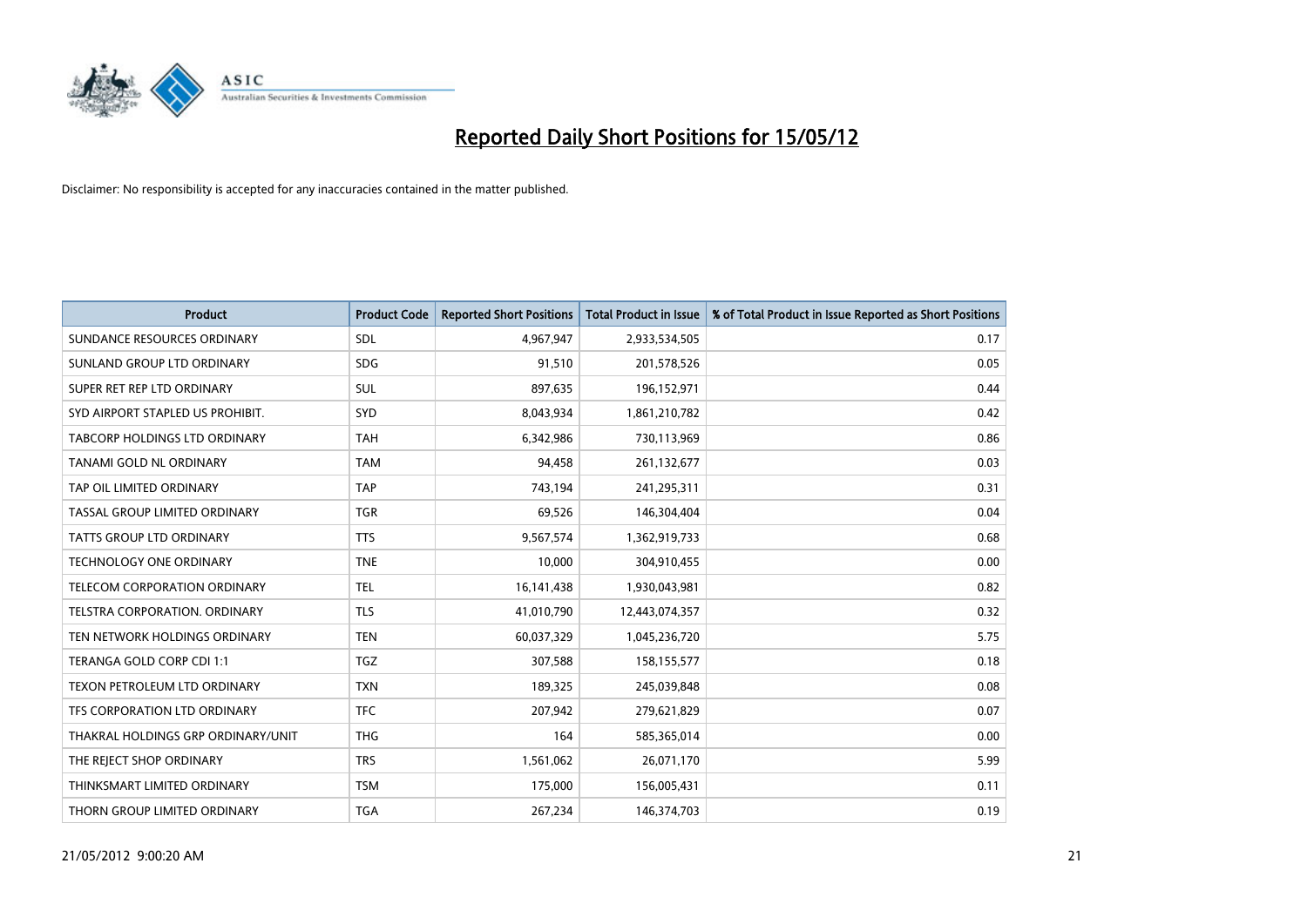# Reported Daily Short Positions for 15/05/12

Disclaimer: No responsibility is accepted for any inaccuracies contained in the matter published.

| Product | Product Code | Reported Short Positions | Total Product in Issue | % of Total Product in Issue Reported as Short Positions |
|---|---|---|---|---|
| SUNDANCE RESOURCES ORDINARY | SDL | 4,967,947 | 2,933,534,505 | 0.17 |
| SUNLAND GROUP LTD ORDINARY | SDG | 91,510 | 201,578,526 | 0.05 |
| SUPER RET REP LTD ORDINARY | SUL | 897,635 | 196,152,971 | 0.44 |
| SYD AIRPORT STAPLED US PROHIBIT. | SYD | 8,043,934 | 1,861,210,782 | 0.42 |
| TABCORP HOLDINGS LTD ORDINARY | TAH | 6,342,986 | 730,113,969 | 0.86 |
| TANAMI GOLD NL ORDINARY | TAM | 94,458 | 261,132,677 | 0.03 |
| TAP OIL LIMITED ORDINARY | TAP | 743,194 | 241,295,311 | 0.31 |
| TASSAL GROUP LIMITED ORDINARY | TGR | 69,526 | 146,304,404 | 0.04 |
| TATTS GROUP LTD ORDINARY | TTS | 9,567,574 | 1,362,919,733 | 0.68 |
| TECHNOLOGY ONE ORDINARY | TNE | 10,000 | 304,910,455 | 0.00 |
| TELECOM CORPORATION ORDINARY | TEL | 16,141,438 | 1,930,043,981 | 0.82 |
| TELSTRA CORPORATION. ORDINARY | TLS | 41,010,790 | 12,443,074,357 | 0.32 |
| TEN NETWORK HOLDINGS ORDINARY | TEN | 60,037,329 | 1,045,236,720 | 5.75 |
| TERANGA GOLD CORP CDI 1:1 | TGZ | 307,588 | 158,155,577 | 0.18 |
| TEXON PETROLEUM LTD ORDINARY | TXN | 189,325 | 245,039,848 | 0.08 |
| TFS CORPORATION LTD ORDINARY | TFC | 207,942 | 279,621,829 | 0.07 |
| THAKRAL HOLDINGS GRP ORDINARY/UNIT | THG | 164 | 585,365,014 | 0.00 |
| THE REJECT SHOP ORDINARY | TRS | 1,561,062 | 26,071,170 | 5.99 |
| THINKSMART LIMITED ORDINARY | TSM | 175,000 | 156,005,431 | 0.11 |
| THORN GROUP LIMITED ORDINARY | TGA | 267,234 | 146,374,703 | 0.19 |

21/05/2012 9:00:20 AM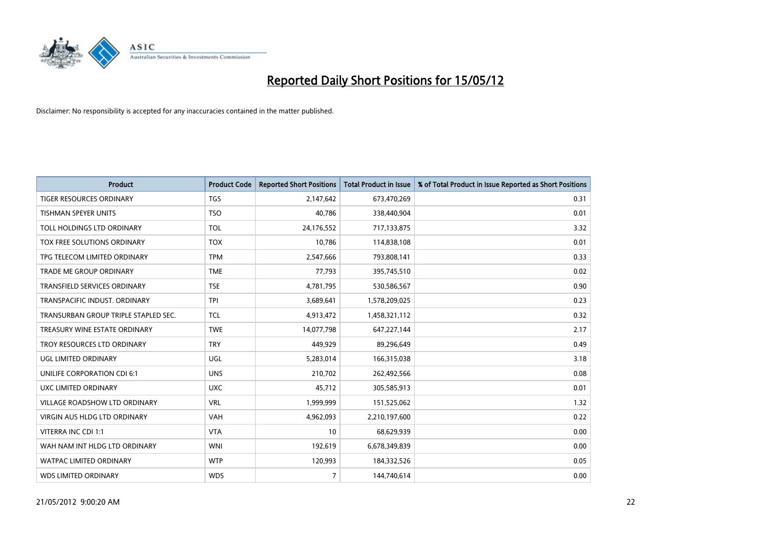# Reported Daily Short Positions for 15/05/12

Disclaimer: No responsibility is accepted for any inaccuracies contained in the matter published.

| Product | Product Code | Reported Short Positions | Total Product in Issue | % of Total Product in Issue Reported as Short Positions |
|---|---|---|---|---|
| TIGER RESOURCES ORDINARY | TGS | 2,147,642 | 673,470,269 | 0.31 |
| TISHMAN SPEYER UNITS | TSO | 40,786 | 338,440,904 | 0.01 |
| TOLL HOLDINGS LTD ORDINARY | TOL | 24,176,552 | 717,133,875 | 3.32 |
| TOX FREE SOLUTIONS ORDINARY | TOX | 10,786 | 114,838,108 | 0.01 |
| TPG TELECOM LIMITED ORDINARY | TPM | 2,547,666 | 793,808,141 | 0.33 |
| TRADE ME GROUP ORDINARY | TME | 77,793 | 395,745,510 | 0.02 |
| TRANSFIELD SERVICES ORDINARY | TSE | 4,781,795 | 530,586,567 | 0.90 |
| TRANSPACIFIC INDUST. ORDINARY | TPI | 3,689,641 | 1,578,209,025 | 0.23 |
| TRANSURBAN GROUP TRIPLE STAPLED SEC. | TCL | 4,913,472 | 1,458,321,112 | 0.32 |
| TREASURY WINE ESTATE ORDINARY | TWE | 14,077,798 | 647,227,144 | 2.17 |
| TROY RESOURCES LTD ORDINARY | TRY | 449,929 | 89,296,649 | 0.49 |
| UGL LIMITED ORDINARY | UGL | 5,283,014 | 166,315,038 | 3.18 |
| UNILIFE CORPORATION CDI 6:1 | UNS | 210,702 | 262,492,566 | 0.08 |
| UXC LIMITED ORDINARY | UXC | 45,712 | 305,585,913 | 0.01 |
| VILLAGE ROADSHOW LTD ORDINARY | VRL | 1,999,999 | 151,525,062 | 1.32 |
| VIRGIN AUS HLDG LTD ORDINARY | VAH | 4,962,093 | 2,210,197,600 | 0.22 |
| VITERRA INC CDI 1:1 | VTA | 10 | 68,629,939 | 0.00 |
| WAH NAM INT HLDG LTD ORDINARY | WNI | 192,619 | 6,678,349,839 | 0.00 |
| WATPAC LIMITED ORDINARY | WTP | 120,993 | 184,332,526 | 0.05 |
| WDS LIMITED ORDINARY | WDS | 7 | 144,740,614 | 0.00 |

21/05/2012 9:00:20 AM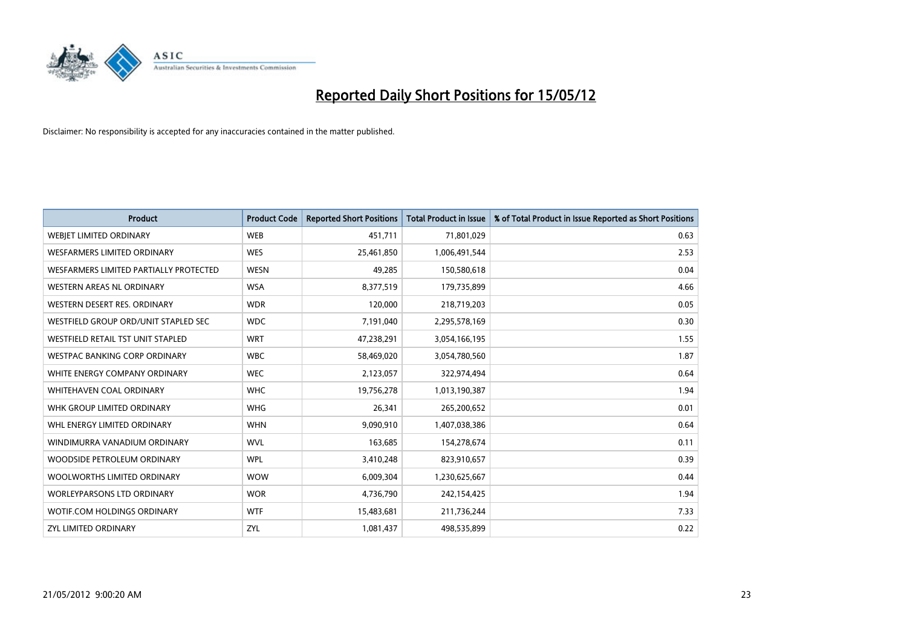# Reported Daily Short Positions for 15/05/12

Disclaimer: No responsibility is accepted for any inaccuracies contained in the matter published.

| Product | Product Code | Reported Short Positions | Total Product in Issue | % of Total Product in Issue Reported as Short Positions |
|---|---|---|---|---|
| WEBJET LIMITED ORDINARY | WEB | 451,711 | 71,801,029 | 0.63 |
| WESFARMERS LIMITED ORDINARY | WES | 25,461,850 | 1,006,491,544 | 2.53 |
| WESFARMERS LIMITED PARTIALLY PROTECTED | WESN | 49,285 | 150,580,618 | 0.04 |
| WESTERN AREAS NL ORDINARY | WSA | 8,377,519 | 179,735,899 | 4.66 |
| WESTERN DESERT RES. ORDINARY | WDR | 120,000 | 218,719,203 | 0.05 |
| WESTFIELD GROUP ORD/UNIT STAPLED SEC | WDC | 7,191,040 | 2,295,578,169 | 0.30 |
| WESTFIELD RETAIL TST UNIT STAPLED | WRT | 47,238,291 | 3,054,166,195 | 1.55 |
| WESTPAC BANKING CORP ORDINARY | WBC | 58,469,020 | 3,054,780,560 | 1.87 |
| WHITE ENERGY COMPANY ORDINARY | WEC | 2,123,057 | 322,974,494 | 0.64 |
| WHITEHAVEN COAL ORDINARY | WHC | 19,756,278 | 1,013,190,387 | 1.94 |
| WHK GROUP LIMITED ORDINARY | WHG | 26,341 | 265,200,652 | 0.01 |
| WHL ENERGY LIMITED ORDINARY | WHN | 9,090,910 | 1,407,038,386 | 0.64 |
| WINDIMURRA VANADIUM ORDINARY | WVL | 163,685 | 154,278,674 | 0.11 |
| WOODSIDE PETROLEUM ORDINARY | WPL | 3,410,248 | 823,910,657 | 0.39 |
| WOOLWORTHS LIMITED ORDINARY | WOW | 6,009,304 | 1,230,625,667 | 0.44 |
| WORLEYPARSONS LTD ORDINARY | WOR | 4,736,790 | 242,154,425 | 1.94 |
| WOTIF.COM HOLDINGS ORDINARY | WTF | 15,483,681 | 211,736,244 | 7.33 |
| ZYL LIMITED ORDINARY | ZYL | 1,081,437 | 498,535,899 | 0.22 |

21/05/2012 9:00:20 AM